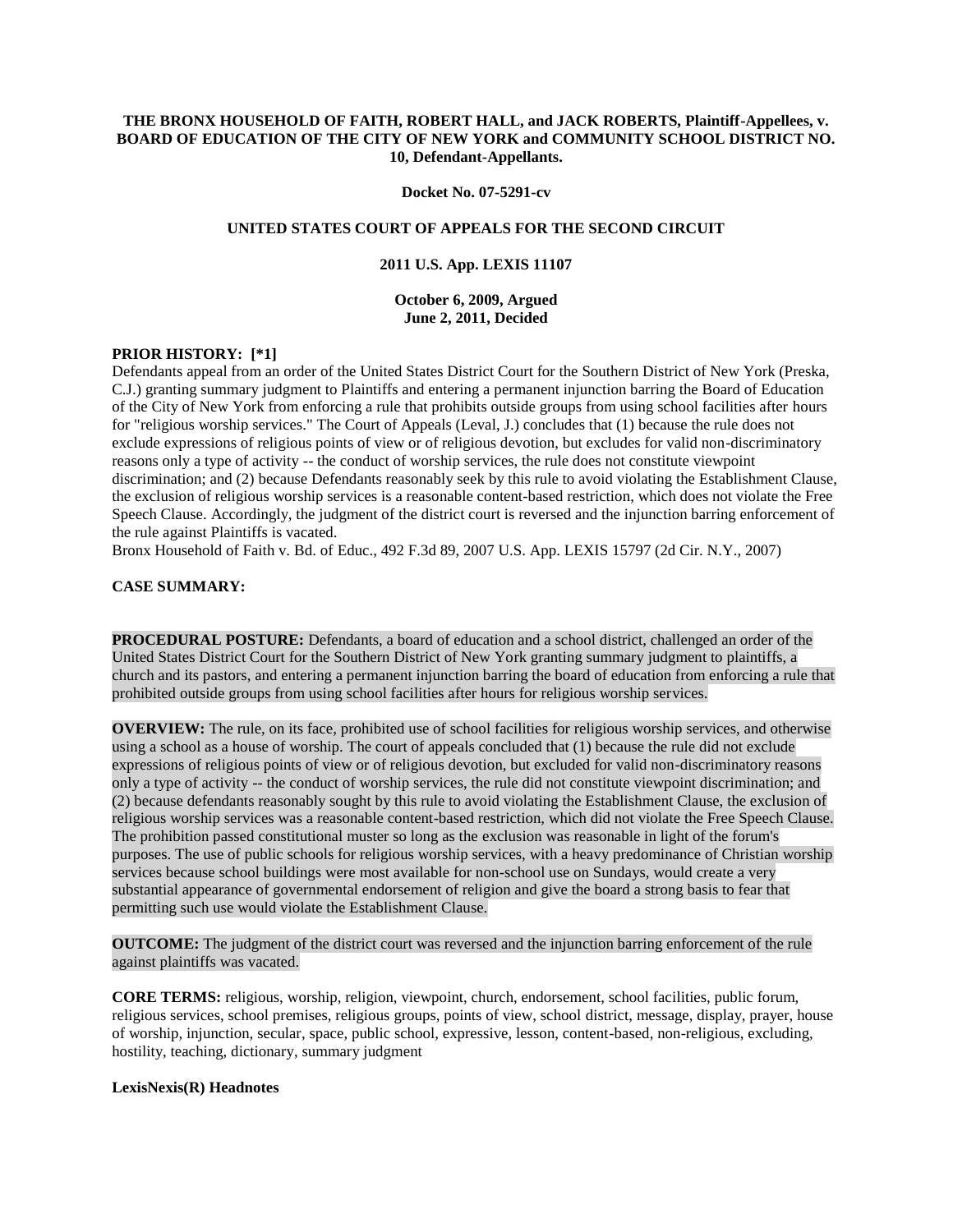**THE BRONX HOUSEHOLD OF FAITH, ROBERT HALL, and JACK ROBERTS, Plaintiff-Appellees, v. BOARD OF EDUCATION OF THE CITY OF NEW YORK and COMMUNITY SCHOOL DISTRICT NO. 10, Defendant-Appellants.**

**Docket No. 07-5291-cv**

**UNITED STATES COURT OF APPEALS FOR THE SECOND CIRCUIT**

**2011 U.S. App. LEXIS 11107**

**October 6, 2009, Argued**
**June 2, 2011, Decided**

**PRIOR HISTORY: [*1]**

Defendants appeal from an order of the United States District Court for the Southern District of New York (Preska, C.J.) granting summary judgment to Plaintiffs and entering a permanent injunction barring the Board of Education of the City of New York from enforcing a rule that prohibits outside groups from using school facilities after hours for "religious worship services." The Court of Appeals (Leval, J.) concludes that (1) because the rule does not exclude expressions of religious points of view or of religious devotion, but excludes for valid non-discriminatory reasons only a type of activity -- the conduct of worship services, the rule does not constitute viewpoint discrimination; and (2) because Defendants reasonably seek by this rule to avoid violating the Establishment Clause, the exclusion of religious worship services is a reasonable content-based restriction, which does not violate the Free Speech Clause. Accordingly, the judgment of the district court is reversed and the injunction barring enforcement of the rule against Plaintiffs is vacated.

Bronx Household of Faith v. Bd. of Educ., 492 F.3d 89, 2007 U.S. App. LEXIS 15797 (2d Cir. N.Y., 2007)

**CASE SUMMARY:**

**PROCEDURAL POSTURE:** Defendants, a board of education and a school district, challenged an order of the United States District Court for the Southern District of New York granting summary judgment to plaintiffs, a church and its pastors, and entering a permanent injunction barring the board of education from enforcing a rule that prohibited outside groups from using school facilities after hours for religious worship services.

**OVERVIEW:** The rule, on its face, prohibited use of school facilities for religious worship services, and otherwise using a school as a house of worship. The court of appeals concluded that (1) because the rule did not exclude expressions of religious points of view or of religious devotion, but excluded for valid non-discriminatory reasons only a type of activity -- the conduct of worship services, the rule did not constitute viewpoint discrimination; and (2) because defendants reasonably sought by this rule to avoid violating the Establishment Clause, the exclusion of religious worship services was a reasonable content-based restriction, which did not violate the Free Speech Clause. The prohibition passed constitutional muster so long as the exclusion was reasonable in light of the forum's purposes. The use of public schools for religious worship services, with a heavy predominance of Christian worship services because school buildings were most available for non-school use on Sundays, would create a very substantial appearance of governmental endorsement of religion and give the board a strong basis to fear that permitting such use would violate the Establishment Clause.

**OUTCOME:** The judgment of the district court was reversed and the injunction barring enforcement of the rule against plaintiffs was vacated.

**CORE TERMS:** religious, worship, religion, viewpoint, church, endorsement, school facilities, public forum, religious services, school premises, religious groups, points of view, school district, message, display, prayer, house of worship, injunction, secular, space, public school, expressive, lesson, content-based, non-religious, excluding, hostility, teaching, dictionary, summary judgment

**LexisNexis(R) Headnotes**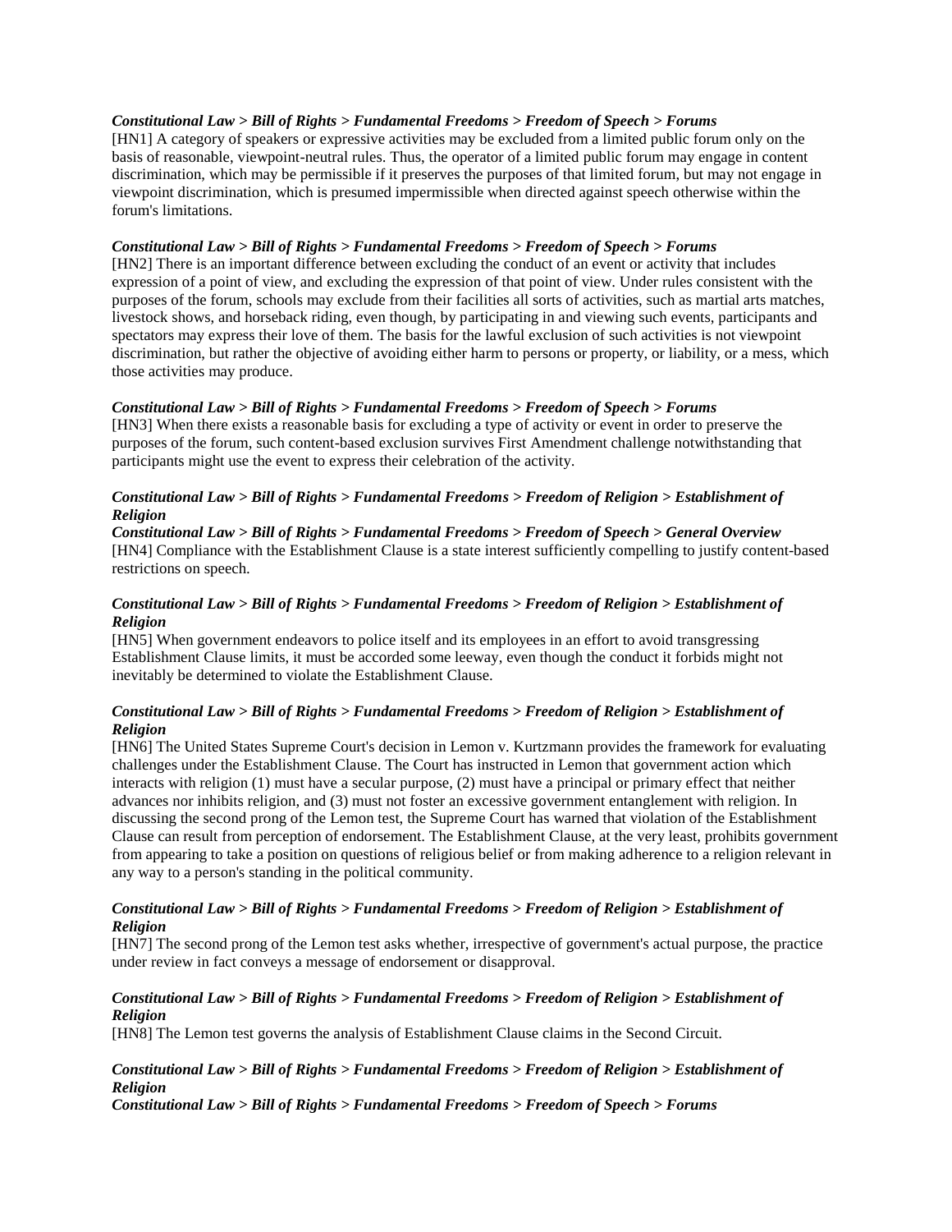***Constitutional Law > Bill of Rights > Fundamental Freedoms > Freedom of Speech > Forums***

[HN1] A category of speakers or expressive activities may be excluded from a limited public forum only on the basis of reasonable, viewpoint-neutral rules. Thus, the operator of a limited public forum may engage in content discrimination, which may be permissible if it preserves the purposes of that limited forum, but may not engage in viewpoint discrimination, which is presumed impermissible when directed against speech otherwise within the forum's limitations.

***Constitutional Law > Bill of Rights > Fundamental Freedoms > Freedom of Speech > Forums***

[HN2] There is an important difference between excluding the conduct of an event or activity that includes expression of a point of view, and excluding the expression of that point of view. Under rules consistent with the purposes of the forum, schools may exclude from their facilities all sorts of activities, such as martial arts matches, livestock shows, and horseback riding, even though, by participating in and viewing such events, participants and spectators may express their love of them. The basis for the lawful exclusion of such activities is not viewpoint discrimination, but rather the objective of avoiding either harm to persons or property, or liability, or a mess, which those activities may produce.

***Constitutional Law > Bill of Rights > Fundamental Freedoms > Freedom of Speech > Forums***

[HN3] When there exists a reasonable basis for excluding a type of activity or event in order to preserve the purposes of the forum, such content-based exclusion survives First Amendment challenge notwithstanding that participants might use the event to express their celebration of the activity.

***Constitutional Law > Bill of Rights > Fundamental Freedoms > Freedom of Religion > Establishment of Religion***

***Constitutional Law > Bill of Rights > Fundamental Freedoms > Freedom of Speech > General Overview***

[HN4] Compliance with the Establishment Clause is a state interest sufficiently compelling to justify content-based restrictions on speech.

***Constitutional Law > Bill of Rights > Fundamental Freedoms > Freedom of Religion > Establishment of Religion***

[HN5] When government endeavors to police itself and its employees in an effort to avoid transgressing Establishment Clause limits, it must be accorded some leeway, even though the conduct it forbids might not inevitably be determined to violate the Establishment Clause.

***Constitutional Law > Bill of Rights > Fundamental Freedoms > Freedom of Religion > Establishment of Religion***

[HN6] The United States Supreme Court's decision in Lemon v. Kurtzmann provides the framework for evaluating challenges under the Establishment Clause. The Court has instructed in Lemon that government action which interacts with religion (1) must have a secular purpose, (2) must have a principal or primary effect that neither advances nor inhibits religion, and (3) must not foster an excessive government entanglement with religion. In discussing the second prong of the Lemon test, the Supreme Court has warned that violation of the Establishment Clause can result from perception of endorsement. The Establishment Clause, at the very least, prohibits government from appearing to take a position on questions of religious belief or from making adherence to a religion relevant in any way to a person's standing in the political community.

***Constitutional Law > Bill of Rights > Fundamental Freedoms > Freedom of Religion > Establishment of Religion***

[HN7] The second prong of the Lemon test asks whether, irrespective of government's actual purpose, the practice under review in fact conveys a message of endorsement or disapproval.

***Constitutional Law > Bill of Rights > Fundamental Freedoms > Freedom of Religion > Establishment of Religion***

[HN8] The Lemon test governs the analysis of Establishment Clause claims in the Second Circuit.

***Constitutional Law > Bill of Rights > Fundamental Freedoms > Freedom of Religion > Establishment of Religion***

***Constitutional Law > Bill of Rights > Fundamental Freedoms > Freedom of Speech > Forums***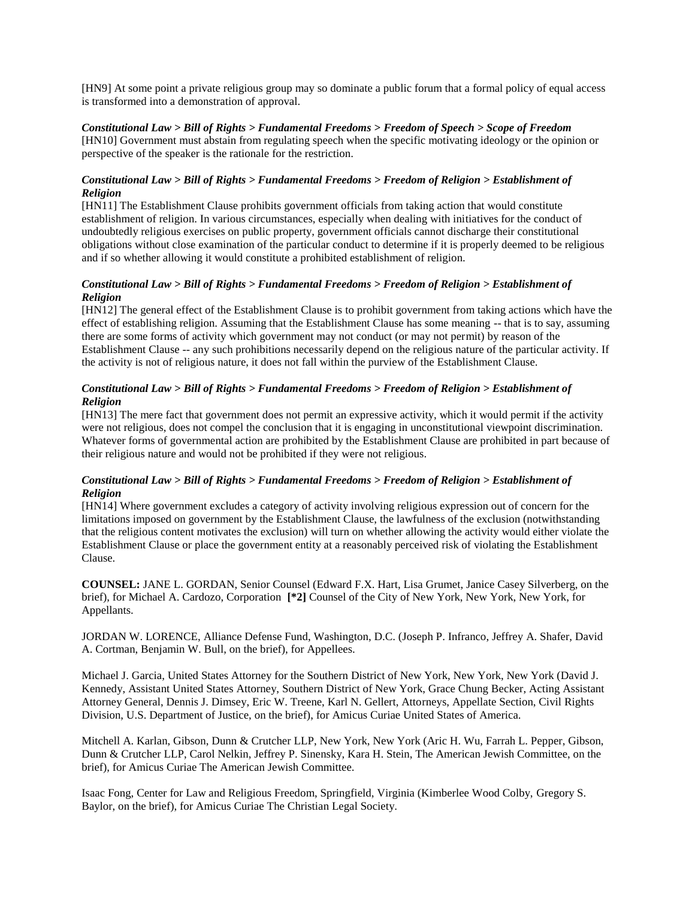[HN9] At some point a private religious group may so dominate a public forum that a formal policy of equal access is transformed into a demonstration of approval.

***Constitutional Law > Bill of Rights > Fundamental Freedoms > Freedom of Speech > Scope of Freedom***
[HN10] Government must abstain from regulating speech when the specific motivating ideology or the opinion or perspective of the speaker is the rationale for the restriction.

***Constitutional Law > Bill of Rights > Fundamental Freedoms > Freedom of Religion > Establishment of Religion***
[HN11] The Establishment Clause prohibits government officials from taking action that would constitute establishment of religion. In various circumstances, especially when dealing with initiatives for the conduct of undoubtedly religious exercises on public property, government officials cannot discharge their constitutional obligations without close examination of the particular conduct to determine if it is properly deemed to be religious and if so whether allowing it would constitute a prohibited establishment of religion.

***Constitutional Law > Bill of Rights > Fundamental Freedoms > Freedom of Religion > Establishment of Religion***
[HN12] The general effect of the Establishment Clause is to prohibit government from taking actions which have the effect of establishing religion. Assuming that the Establishment Clause has some meaning -- that is to say, assuming there are some forms of activity which government may not conduct (or may not permit) by reason of the Establishment Clause -- any such prohibitions necessarily depend on the religious nature of the particular activity. If the activity is not of religious nature, it does not fall within the purview of the Establishment Clause.

***Constitutional Law > Bill of Rights > Fundamental Freedoms > Freedom of Religion > Establishment of Religion***
[HN13] The mere fact that government does not permit an expressive activity, which it would permit if the activity were not religious, does not compel the conclusion that it is engaging in unconstitutional viewpoint discrimination. Whatever forms of governmental action are prohibited by the Establishment Clause are prohibited in part because of their religious nature and would not be prohibited if they were not religious.

***Constitutional Law > Bill of Rights > Fundamental Freedoms > Freedom of Religion > Establishment of Religion***
[HN14] Where government excludes a category of activity involving religious expression out of concern for the limitations imposed on government by the Establishment Clause, the lawfulness of the exclusion (notwithstanding that the religious content motivates the exclusion) will turn on whether allowing the activity would either violate the Establishment Clause or place the government entity at a reasonably perceived risk of violating the Establishment Clause.

**COUNSEL:** JANE L. GORDAN, Senior Counsel (Edward F.X. Hart, Lisa Grumet, Janice Casey Silverberg, on the brief), for Michael A. Cardozo, Corporation **[*2]** Counsel of the City of New York, New York, New York, for Appellants.

JORDAN W. LORENCE, Alliance Defense Fund, Washington, D.C. (Joseph P. Infranco, Jeffrey A. Shafer, David A. Cortman, Benjamin W. Bull, on the brief), for Appellees.

Michael J. Garcia, United States Attorney for the Southern District of New York, New York, New York (David J. Kennedy, Assistant United States Attorney, Southern District of New York, Grace Chung Becker, Acting Assistant Attorney General, Dennis J. Dimsey, Eric W. Treene, Karl N. Gellert, Attorneys, Appellate Section, Civil Rights Division, U.S. Department of Justice, on the brief), for Amicus Curiae United States of America.

Mitchell A. Karlan, Gibson, Dunn & Crutcher LLP, New York, New York (Aric H. Wu, Farrah L. Pepper, Gibson, Dunn & Crutcher LLP, Carol Nelkin, Jeffrey P. Sinensky, Kara H. Stein, The American Jewish Committee, on the brief), for Amicus Curiae The American Jewish Committee.

Isaac Fong, Center for Law and Religious Freedom, Springfield, Virginia (Kimberlee Wood Colby, Gregory S. Baylor, on the brief), for Amicus Curiae The Christian Legal Society.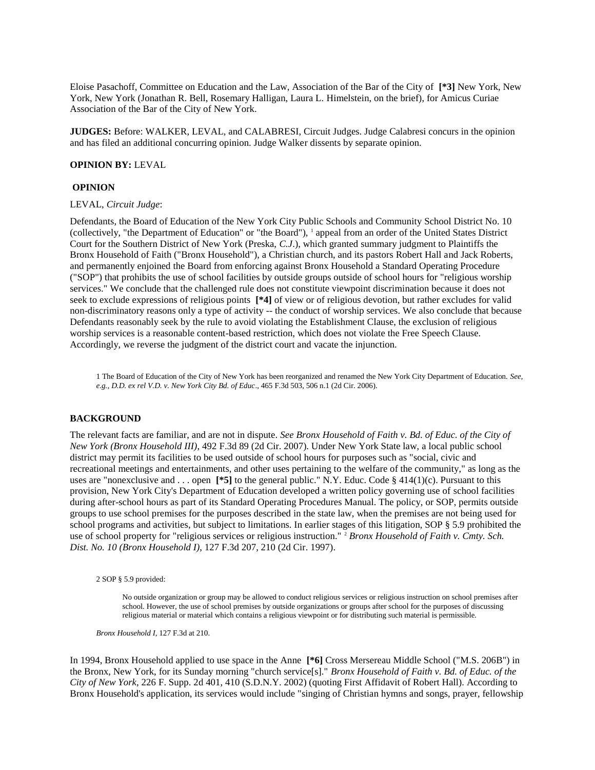Eloise Pasachoff, Committee on Education and the Law, Association of the Bar of the City of **[*3]** New York, New York, New York (Jonathan R. Bell, Rosemary Halligan, Laura L. Himelstein, on the brief), for Amicus Curiae Association of the Bar of the City of New York.

**JUDGES:** Before: WALKER, LEVAL, and CALABRESI, Circuit Judges. Judge Calabresi concurs in the opinion and has filed an additional concurring opinion. Judge Walker dissents by separate opinion.

**OPINION BY:** LEVAL

## OPINION

LEVAL, *Circuit Judge*:

Defendants, the Board of Education of the New York City Public Schools and Community School District No. 10 (collectively, "the Department of Education" or "the Board"), [1] appeal from an order of the United States District Court for the Southern District of New York (Preska, *C.J.*), which granted summary judgment to Plaintiffs the Bronx Household of Faith ("Bronx Household"), a Christian church, and its pastors Robert Hall and Jack Roberts, and permanently enjoined the Board from enforcing against Bronx Household a Standard Operating Procedure ("SOP") that prohibits the use of school facilities by outside groups outside of school hours for "religious worship services." We conclude that the challenged rule does not constitute viewpoint discrimination because it does not seek to exclude expressions of religious points **[*4]** of view or of religious devotion, but rather excludes for valid non-discriminatory reasons only a type of activity -- the conduct of worship services. We also conclude that because Defendants reasonably seek by the rule to avoid violating the Establishment Clause, the exclusion of religious worship services is a reasonable content-based restriction, which does not violate the Free Speech Clause. Accordingly, we reverse the judgment of the district court and vacate the injunction.

1 The Board of Education of the City of New York has been reorganized and renamed the New York City Department of Education. *See, e.g., D.D. ex rel V.D. v. New York City Bd. of Educ*., 465 F.3d 503, 506 n.1 (2d Cir. 2006).

## BACKGROUND

The relevant facts are familiar, and are not in dispute. *See Bronx Household of Faith v. Bd. of Educ. of the City of New York (Bronx Household III)*, 492 F.3d 89 (2d Cir. 2007). Under New York State law, a local public school district may permit its facilities to be used outside of school hours for purposes such as "social, civic and recreational meetings and entertainments, and other uses pertaining to the welfare of the community," as long as the uses are "nonexclusive and . . . open **[*5]** to the general public." N.Y. Educ. Code § 414(1)(c). Pursuant to this provision, New York City's Department of Education developed a written policy governing use of school facilities during after-school hours as part of its Standard Operating Procedures Manual. The policy, or SOP, permits outside groups to use school premises for the purposes described in the state law, when the premises are not being used for school programs and activities, but subject to limitations. In earlier stages of this litigation, SOP § 5.9 prohibited the use of school property for "religious services or religious instruction." [2] *Bronx Household of Faith v. Cmty. Sch. Dist. No. 10 (Bronx Household I)*, 127 F.3d 207, 210 (2d Cir. 1997).

2 SOP § 5.9 provided:

> No outside organization or group may be allowed to conduct religious services or religious instruction on school premises after school. However, the use of school premises by outside organizations or groups after school for the purposes of discussing religious material or material which contains a religious viewpoint or for distributing such material is permissible.

*Bronx Household I*, 127 F.3d at 210.

In 1994, Bronx Household applied to use space in the Anne **[*6]** Cross Mersereau Middle School ("M.S. 206B") in the Bronx, New York, for its Sunday morning "church service[s]." *Bronx Household of Faith v. Bd. of Educ. of the City of New York*, 226 F. Supp. 2d 401, 410 (S.D.N.Y. 2002) (quoting First Affidavit of Robert Hall). According to Bronx Household's application, its services would include "singing of Christian hymns and songs, prayer, fellowship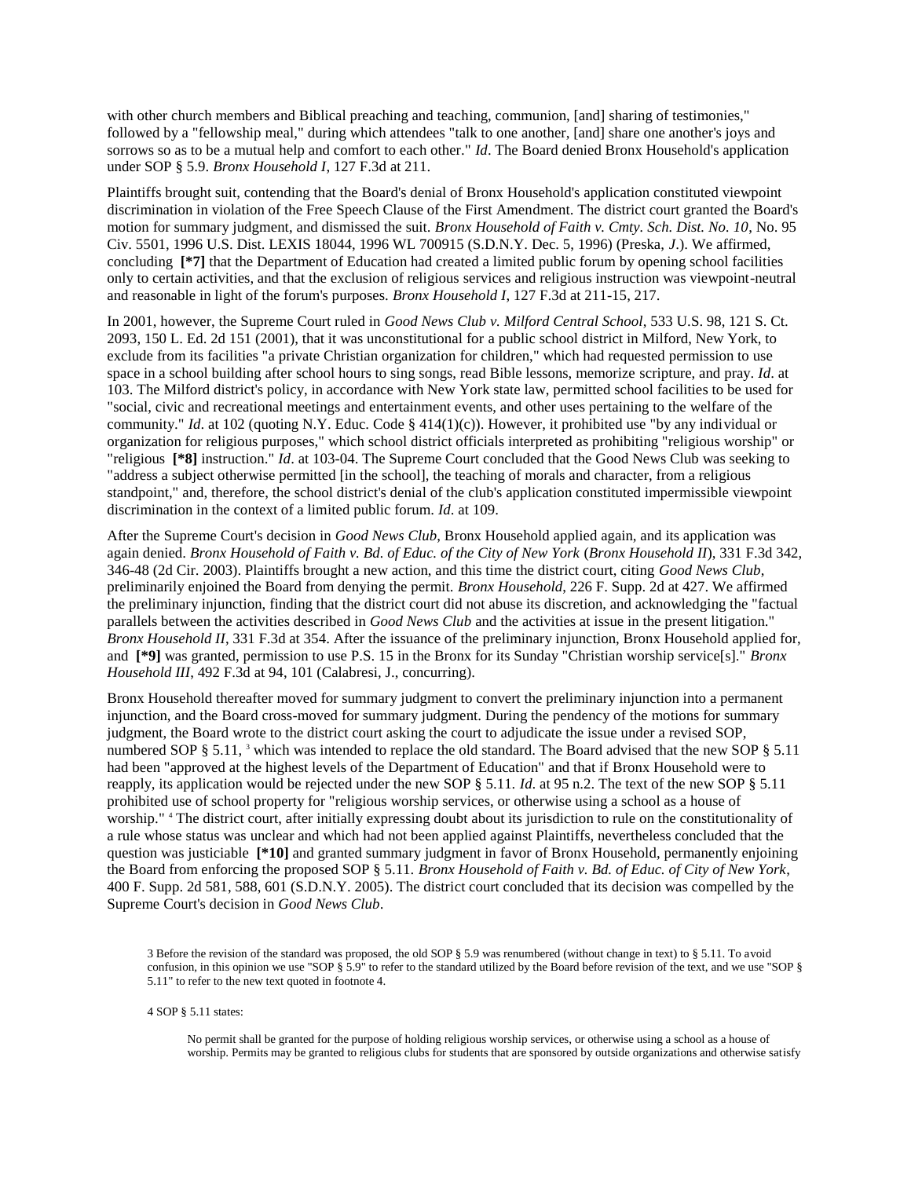with other church members and Biblical preaching and teaching, communion, [and] sharing of testimonies," followed by a "fellowship meal," during which attendees "talk to one another, [and] share one another's joys and sorrows so as to be a mutual help and comfort to each other." *Id*. The Board denied Bronx Household's application under SOP § 5.9. *Bronx Household I*, 127 F.3d at 211.

Plaintiffs brought suit, contending that the Board's denial of Bronx Household's application constituted viewpoint discrimination in violation of the Free Speech Clause of the First Amendment. The district court granted the Board's motion for summary judgment, and dismissed the suit. *Bronx Household of Faith v. Cmty. Sch. Dist. No. 10*, No. 95 Civ. 5501, 1996 U.S. Dist. LEXIS 18044, 1996 WL 700915 (S.D.N.Y. Dec. 5, 1996) (Preska, *J*.). We affirmed, concluding **[*7]** that the Department of Education had created a limited public forum by opening school facilities only to certain activities, and that the exclusion of religious services and religious instruction was viewpoint-neutral and reasonable in light of the forum's purposes. *Bronx Household I*, 127 F.3d at 211-15, 217.

In 2001, however, the Supreme Court ruled in *Good News Club v. Milford Central School*, 533 U.S. 98, 121 S. Ct. 2093, 150 L. Ed. 2d 151 (2001), that it was unconstitutional for a public school district in Milford, New York, to exclude from its facilities "a private Christian organization for children," which had requested permission to use space in a school building after school hours to sing songs, read Bible lessons, memorize scripture, and pray. *Id*. at 103. The Milford district's policy, in accordance with New York state law, permitted school facilities to be used for "social, civic and recreational meetings and entertainment events, and other uses pertaining to the welfare of the community." *Id*. at 102 (quoting N.Y. Educ. Code § 414(1)(c)). However, it prohibited use "by any individual or organization for religious purposes," which school district officials interpreted as prohibiting "religious worship" or "religious **[*8]** instruction." *Id*. at 103-04. The Supreme Court concluded that the Good News Club was seeking to "address a subject otherwise permitted [in the school], the teaching of morals and character, from a religious standpoint," and, therefore, the school district's denial of the club's application constituted impermissible viewpoint discrimination in the context of a limited public forum. *Id*. at 109.

After the Supreme Court's decision in *Good News Club*, Bronx Household applied again, and its application was again denied. *Bronx Household of Faith v. Bd. of Educ. of the City of New York* (*Bronx Household II*), 331 F.3d 342, 346-48 (2d Cir. 2003). Plaintiffs brought a new action, and this time the district court, citing *Good News Club*, preliminarily enjoined the Board from denying the permit. *Bronx Household*, 226 F. Supp. 2d at 427. We affirmed the preliminary injunction, finding that the district court did not abuse its discretion, and acknowledging the "factual parallels between the activities described in *Good News Club* and the activities at issue in the present litigation." *Bronx Household II*, 331 F.3d at 354. After the issuance of the preliminary injunction, Bronx Household applied for, and **[*9]** was granted, permission to use P.S. 15 in the Bronx for its Sunday "Christian worship service[s]." *Bronx Household III*, 492 F.3d at 94, 101 (Calabresi, J., concurring).

Bronx Household thereafter moved for summary judgment to convert the preliminary injunction into a permanent injunction, and the Board cross-moved for summary judgment. During the pendency of the motions for summary judgment, the Board wrote to the district court asking the court to adjudicate the issue under a revised SOP, numbered SOP § 5.11, [3] which was intended to replace the old standard. The Board advised that the new SOP § 5.11 had been "approved at the highest levels of the Department of Education" and that if Bronx Household were to reapply, its application would be rejected under the new SOP § 5.11. *Id*. at 95 n.2. The text of the new SOP § 5.11 prohibited use of school property for "religious worship services, or otherwise using a school as a house of worship." [4] The district court, after initially expressing doubt about its jurisdiction to rule on the constitutionality of a rule whose status was unclear and which had not been applied against Plaintiffs, nevertheless concluded that the question was justiciable **[*10]** and granted summary judgment in favor of Bronx Household, permanently enjoining the Board from enforcing the proposed SOP § 5.11. *Bronx Household of Faith v. Bd. of Educ. of City of New York*, 400 F. Supp. 2d 581, 588, 601 (S.D.N.Y. 2005). The district court concluded that its decision was compelled by the Supreme Court's decision in *Good News Club*.

3 Before the revision of the standard was proposed, the old SOP § 5.9 was renumbered (without change in text) to § 5.11. To avoid confusion, in this opinion we use "SOP § 5.9" to refer to the standard utilized by the Board before revision of the text, and we use "SOP § 5.11" to refer to the new text quoted in footnote 4.

4 SOP § 5.11 states:

> No permit shall be granted for the purpose of holding religious worship services, or otherwise using a school as a house of worship. Permits may be granted to religious clubs for students that are sponsored by outside organizations and otherwise satisfy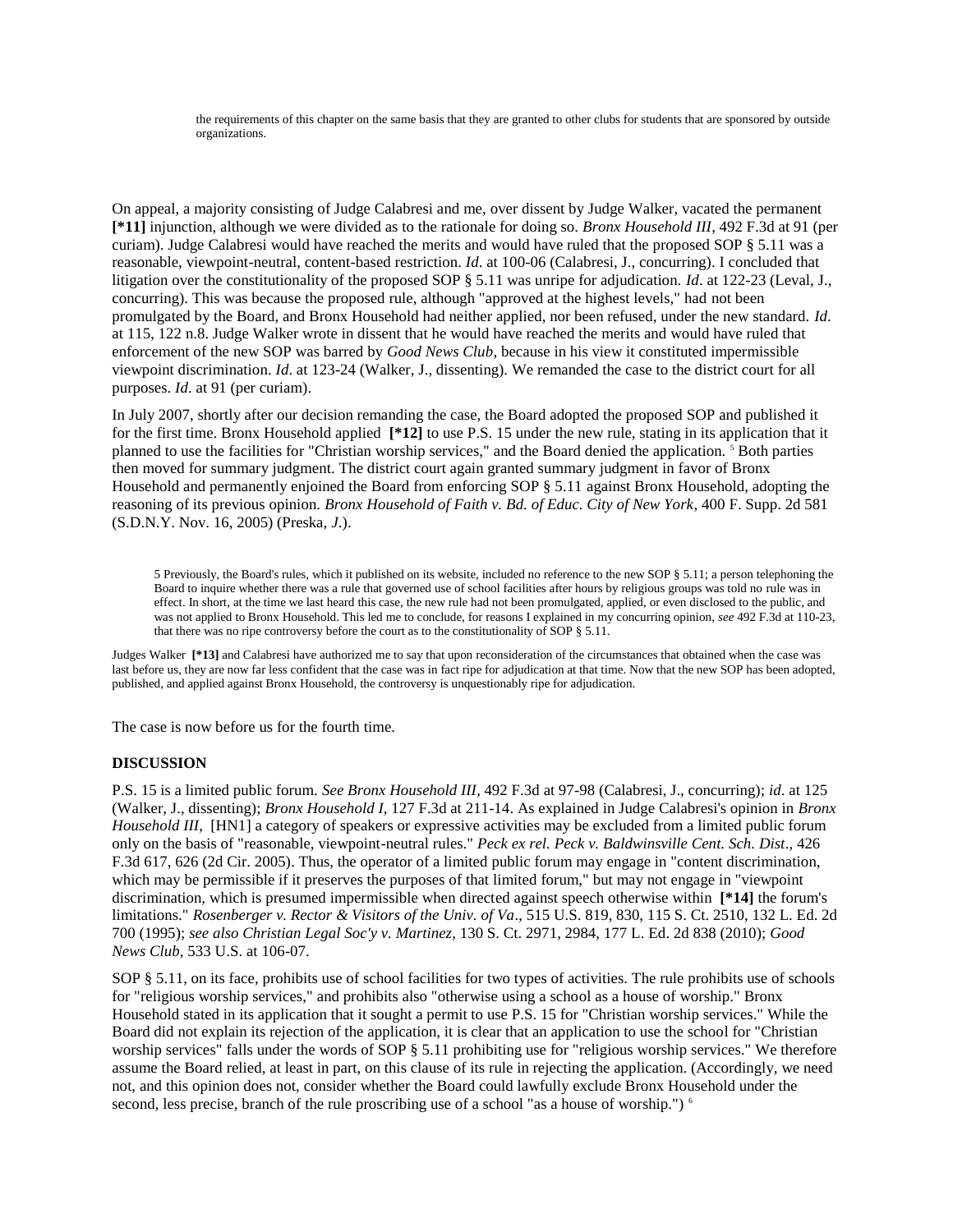the requirements of this chapter on the same basis that they are granted to other clubs for students that are sponsored by outside organizations.

On appeal, a majority consisting of Judge Calabresi and me, over dissent by Judge Walker, vacated the permanent **[*11]** injunction, although we were divided as to the rationale for doing so. *Bronx Household III*, 492 F.3d at 91 (per curiam). Judge Calabresi would have reached the merits and would have ruled that the proposed SOP § 5.11 was a reasonable, viewpoint-neutral, content-based restriction. *Id*. at 100-06 (Calabresi, J., concurring). I concluded that litigation over the constitutionality of the proposed SOP § 5.11 was unripe for adjudication. *Id*. at 122-23 (Leval, J., concurring). This was because the proposed rule, although "approved at the highest levels," had not been promulgated by the Board, and Bronx Household had neither applied, nor been refused, under the new standard. *Id*. at 115, 122 n.8. Judge Walker wrote in dissent that he would have reached the merits and would have ruled that enforcement of the new SOP was barred by *Good News Club*, because in his view it constituted impermissible viewpoint discrimination. *Id*. at 123-24 (Walker, J., dissenting). We remanded the case to the district court for all purposes. *Id*. at 91 (per curiam).

In July 2007, shortly after our decision remanding the case, the Board adopted the proposed SOP and published it for the first time. Bronx Household applied **[*12]** to use P.S. 15 under the new rule, stating in its application that it planned to use the facilities for "Christian worship services," and the Board denied the application. [5] Both parties then moved for summary judgment. The district court again granted summary judgment in favor of Bronx Household and permanently enjoined the Board from enforcing SOP § 5.11 against Bronx Household, adopting the reasoning of its previous opinion. *Bronx Household of Faith v. Bd. of Educ. City of New York*, 400 F. Supp. 2d 581 (S.D.N.Y. Nov. 16, 2005) (Preska, *J*.).

5 Previously, the Board's rules, which it published on its website, included no reference to the new SOP § 5.11; a person telephoning the Board to inquire whether there was a rule that governed use of school facilities after hours by religious groups was told no rule was in effect. In short, at the time we last heard this case, the new rule had not been promulgated, applied, or even disclosed to the public, and was not applied to Bronx Household. This led me to conclude, for reasons I explained in my concurring opinion, *see* 492 F.3d at 110-23, that there was no ripe controversy before the court as to the constitutionality of SOP § 5.11.

Judges Walker **[*13]** and Calabresi have authorized me to say that upon reconsideration of the circumstances that obtained when the case was last before us, they are now far less confident that the case was in fact ripe for adjudication at that time. Now that the new SOP has been adopted, published, and applied against Bronx Household, the controversy is unquestionably ripe for adjudication.

The case is now before us for the fourth time.

## DISCUSSION

P.S. 15 is a limited public forum. *See Bronx Household III*, 492 F.3d at 97-98 (Calabresi, J., concurring); *id*. at 125 (Walker, J., dissenting); *Bronx Household I*, 127 F.3d at 211-14. As explained in Judge Calabresi's opinion in *Bronx Household III*, [HN1] a category of speakers or expressive activities may be excluded from a limited public forum only on the basis of "reasonable, viewpoint-neutral rules." *Peck ex rel. Peck v. Baldwinsville Cent. Sch. Dist*., 426 F.3d 617, 626 (2d Cir. 2005). Thus, the operator of a limited public forum may engage in "content discrimination, which may be permissible if it preserves the purposes of that limited forum," but may not engage in "viewpoint discrimination, which is presumed impermissible when directed against speech otherwise within **[*14]** the forum's limitations." *Rosenberger v. Rector & Visitors of the Univ. of Va*., 515 U.S. 819, 830, 115 S. Ct. 2510, 132 L. Ed. 2d 700 (1995); *see also Christian Legal Soc'y v. Martinez*, 130 S. Ct. 2971, 2984, 177 L. Ed. 2d 838 (2010); *Good News Club*, 533 U.S. at 106-07.

SOP § 5.11, on its face, prohibits use of school facilities for two types of activities. The rule prohibits use of schools for "religious worship services," and prohibits also "otherwise using a school as a house of worship." Bronx Household stated in its application that it sought a permit to use P.S. 15 for "Christian worship services." While the Board did not explain its rejection of the application, it is clear that an application to use the school for "Christian worship services" falls under the words of SOP § 5.11 prohibiting use for "religious worship services." We therefore assume the Board relied, at least in part, on this clause of its rule in rejecting the application. (Accordingly, we need not, and this opinion does not, consider whether the Board could lawfully exclude Bronx Household under the second, less precise, branch of the rule proscribing use of a school "as a house of worship.") [6]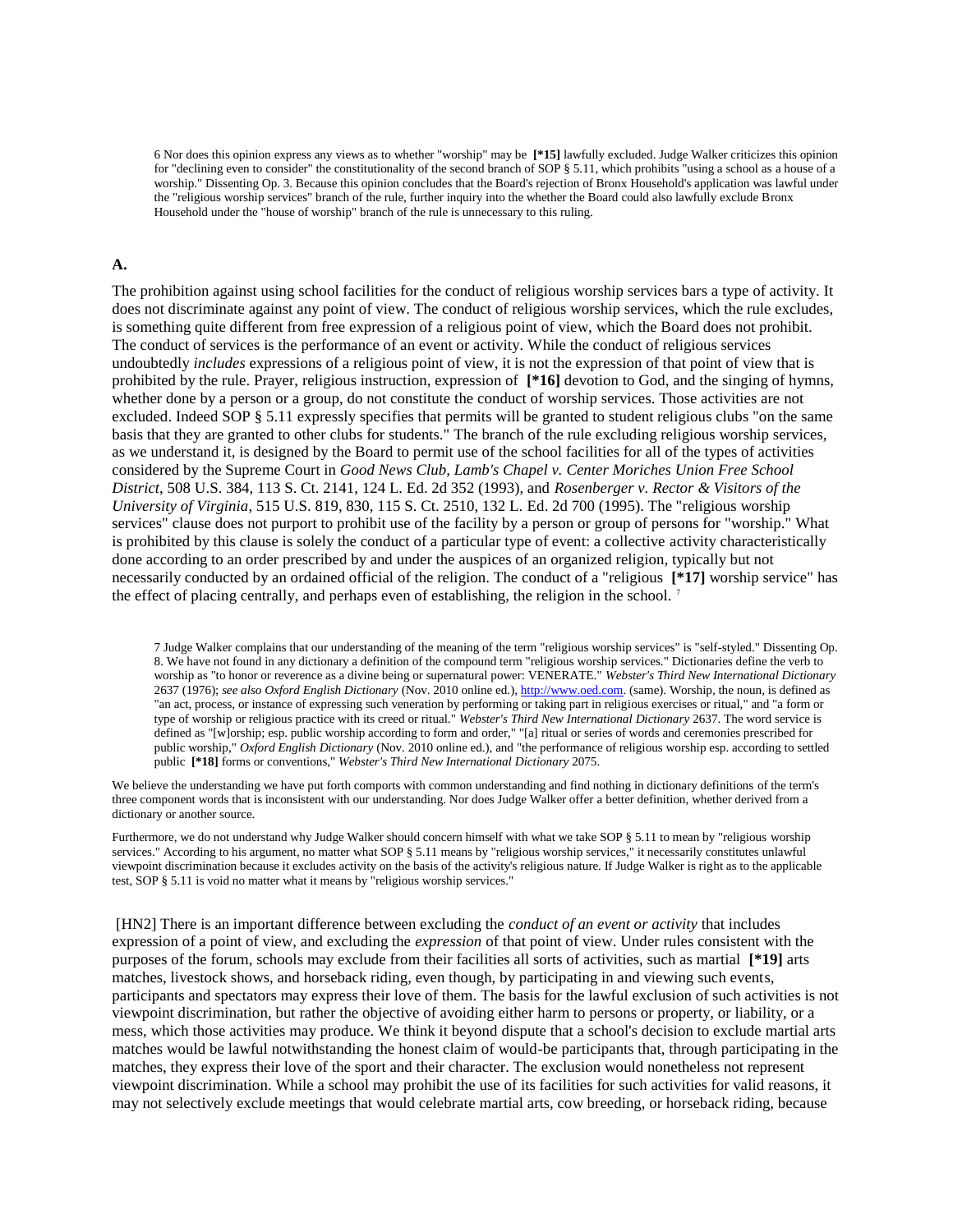6 Nor does this opinion express any views as to whether "worship" may be **[*15]** lawfully excluded. Judge Walker criticizes this opinion for "declining even to consider" the constitutionality of the second branch of SOP § 5.11, which prohibits "using a school as a house of a worship." Dissenting Op. 3. Because this opinion concludes that the Board's rejection of Bronx Household's application was lawful under the "religious worship services" branch of the rule, further inquiry into the whether the Board could also lawfully exclude Bronx Household under the "house of worship" branch of the rule is unnecessary to this ruling.

### A.

The prohibition against using school facilities for the conduct of religious worship services bars a type of activity. It does not discriminate against any point of view. The conduct of religious worship services, which the rule excludes, is something quite different from free expression of a religious point of view, which the Board does not prohibit. The conduct of services is the performance of an event or activity. While the conduct of religious services undoubtedly *includes* expressions of a religious point of view, it is not the expression of that point of view that is prohibited by the rule. Prayer, religious instruction, expression of **[*16]** devotion to God, and the singing of hymns, whether done by a person or a group, do not constitute the conduct of worship services. Those activities are not excluded. Indeed SOP § 5.11 expressly specifies that permits will be granted to student religious clubs "on the same basis that they are granted to other clubs for students." The branch of the rule excluding religious worship services, as we understand it, is designed by the Board to permit use of the school facilities for all of the types of activities considered by the Supreme Court in *Good News Club*, *Lamb's Chapel v. Center Moriches Union Free School District*, 508 U.S. 384, 113 S. Ct. 2141, 124 L. Ed. 2d 352 (1993), and *Rosenberger v. Rector & Visitors of the University of Virginia*, 515 U.S. 819, 830, 115 S. Ct. 2510, 132 L. Ed. 2d 700 (1995). The "religious worship services" clause does not purport to prohibit use of the facility by a person or group of persons for "worship." What is prohibited by this clause is solely the conduct of a particular type of event: a collective activity characteristically done according to an order prescribed by and under the auspices of an organized religion, typically but not necessarily conducted by an ordained official of the religion. The conduct of a "religious **[*17]** worship service" has the effect of placing centrally, and perhaps even of establishing, the religion in the school. [7]

7 Judge Walker complains that our understanding of the meaning of the term "religious worship services" is "self-styled." Dissenting Op. 8. We have not found in any dictionary a definition of the compound term "religious worship services." Dictionaries define the verb to worship as "to honor or reverence as a divine being or supernatural power: VENERATE." *Webster's Third New International Dictionary* 2637 (1976); *see also Oxford English Dictionary* (Nov. 2010 online ed.), http://www.oed.com. (same). Worship, the noun, is defined as "an act, process, or instance of expressing such veneration by performing or taking part in religious exercises or ritual," and "a form or type of worship or religious practice with its creed or ritual." *Webster's Third New International Dictionary* 2637. The word service is defined as "[w]orship; esp. public worship according to form and order," "[a] ritual or series of words and ceremonies prescribed for public worship," *Oxford English Dictionary* (Nov. 2010 online ed.), and "the performance of religious worship esp. according to settled public **[*18]** forms or conventions," *Webster's Third New International Dictionary* 2075.

We believe the understanding we have put forth comports with common understanding and find nothing in dictionary definitions of the term's three component words that is inconsistent with our understanding. Nor does Judge Walker offer a better definition, whether derived from a dictionary or another source.

Furthermore, we do not understand why Judge Walker should concern himself with what we take SOP § 5.11 to mean by "religious worship services." According to his argument, no matter what SOP § 5.11 means by "religious worship services," it necessarily constitutes unlawful viewpoint discrimination because it excludes activity on the basis of the activity's religious nature. If Judge Walker is right as to the applicable test, SOP § 5.11 is void no matter what it means by "religious worship services."

[HN2] There is an important difference between excluding the *conduct of an event or activity* that includes expression of a point of view, and excluding the *expression* of that point of view. Under rules consistent with the purposes of the forum, schools may exclude from their facilities all sorts of activities, such as martial **[*19]** arts matches, livestock shows, and horseback riding, even though, by participating in and viewing such events, participants and spectators may express their love of them. The basis for the lawful exclusion of such activities is not viewpoint discrimination, but rather the objective of avoiding either harm to persons or property, or liability, or a mess, which those activities may produce. We think it beyond dispute that a school's decision to exclude martial arts matches would be lawful notwithstanding the honest claim of would-be participants that, through participating in the matches, they express their love of the sport and their character. The exclusion would nonetheless not represent viewpoint discrimination. While a school may prohibit the use of its facilities for such activities for valid reasons, it may not selectively exclude meetings that would celebrate martial arts, cow breeding, or horseback riding, because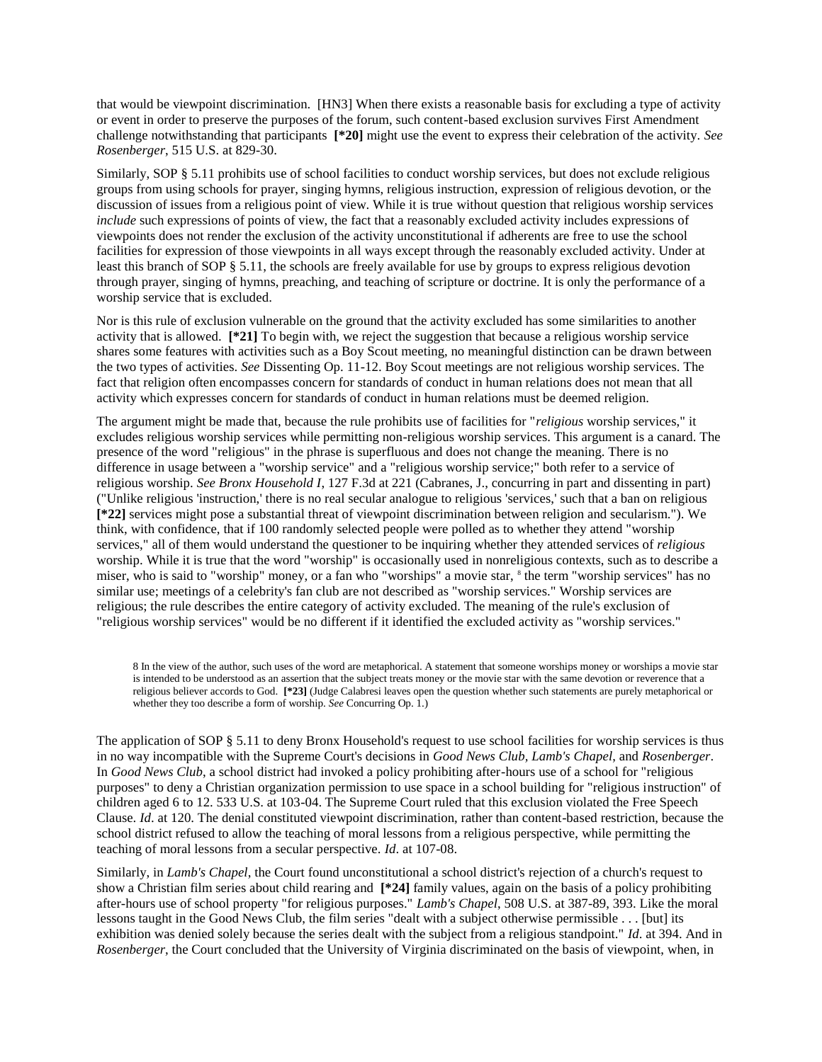that would be viewpoint discrimination. [HN3] When there exists a reasonable basis for excluding a type of activity or event in order to preserve the purposes of the forum, such content-based exclusion survives First Amendment challenge notwithstanding that participants **[*20]** might use the event to express their celebration of the activity. *See Rosenberger*, 515 U.S. at 829-30.

Similarly, SOP § 5.11 prohibits use of school facilities to conduct worship services, but does not exclude religious groups from using schools for prayer, singing hymns, religious instruction, expression of religious devotion, or the discussion of issues from a religious point of view. While it is true without question that religious worship services *include* such expressions of points of view, the fact that a reasonably excluded activity includes expressions of viewpoints does not render the exclusion of the activity unconstitutional if adherents are free to use the school facilities for expression of those viewpoints in all ways except through the reasonably excluded activity. Under at least this branch of SOP § 5.11, the schools are freely available for use by groups to express religious devotion through prayer, singing of hymns, preaching, and teaching of scripture or doctrine. It is only the performance of a worship service that is excluded.

Nor is this rule of exclusion vulnerable on the ground that the activity excluded has some similarities to another activity that is allowed. **[*21]** To begin with, we reject the suggestion that because a religious worship service shares some features with activities such as a Boy Scout meeting, no meaningful distinction can be drawn between the two types of activities. *See* Dissenting Op. 11-12. Boy Scout meetings are not religious worship services. The fact that religion often encompasses concern for standards of conduct in human relations does not mean that all activity which expresses concern for standards of conduct in human relations must be deemed religion.

The argument might be made that, because the rule prohibits use of facilities for "*religious* worship services," it excludes religious worship services while permitting non-religious worship services. This argument is a canard. The presence of the word "religious" in the phrase is superfluous and does not change the meaning. There is no difference in usage between a "worship service" and a "religious worship service;" both refer to a service of religious worship. *See Bronx Household I*, 127 F.3d at 221 (Cabranes, J., concurring in part and dissenting in part) ("Unlike religious 'instruction,' there is no real secular analogue to religious 'services,' such that a ban on religious **[*22]** services might pose a substantial threat of viewpoint discrimination between religion and secularism."). We think, with confidence, that if 100 randomly selected people were polled as to whether they attend "worship services," all of them would understand the questioner to be inquiring whether they attended services of *religious* worship. While it is true that the word "worship" is occasionally used in nonreligious contexts, such as to describe a miser, who is said to "worship" money, or a fan who "worships" a movie star, [8] the term "worship services" has no similar use; meetings of a celebrity's fan club are not described as "worship services." Worship services are religious; the rule describes the entire category of activity excluded. The meaning of the rule's exclusion of "religious worship services" would be no different if it identified the excluded activity as "worship services."

> 8 In the view of the author, such uses of the word are metaphorical. A statement that someone worships money or worships a movie star is intended to be understood as an assertion that the subject treats money or the movie star with the same devotion or reverence that a religious believer accords to God. **[*23]** (Judge Calabresi leaves open the question whether such statements are purely metaphorical or whether they too describe a form of worship. *See* Concurring Op. 1.)

The application of SOP § 5.11 to deny Bronx Household's request to use school facilities for worship services is thus in no way incompatible with the Supreme Court's decisions in *Good News Club*, *Lamb's Chapel*, and *Rosenberger*. In *Good News Club*, a school district had invoked a policy prohibiting after-hours use of a school for "religious purposes" to deny a Christian organization permission to use space in a school building for "religious instruction" of children aged 6 to 12. 533 U.S. at 103-04. The Supreme Court ruled that this exclusion violated the Free Speech Clause. *Id*. at 120. The denial constituted viewpoint discrimination, rather than content-based restriction, because the school district refused to allow the teaching of moral lessons from a religious perspective, while permitting the teaching of moral lessons from a secular perspective. *Id*. at 107-08.

Similarly, in *Lamb's Chapel*, the Court found unconstitutional a school district's rejection of a church's request to show a Christian film series about child rearing and **[*24]** family values, again on the basis of a policy prohibiting after-hours use of school property "for religious purposes." *Lamb's Chapel*, 508 U.S. at 387-89, 393. Like the moral lessons taught in the Good News Club, the film series "dealt with a subject otherwise permissible . . . [but] its exhibition was denied solely because the series dealt with the subject from a religious standpoint." *Id*. at 394. And in *Rosenberger*, the Court concluded that the University of Virginia discriminated on the basis of viewpoint, when, in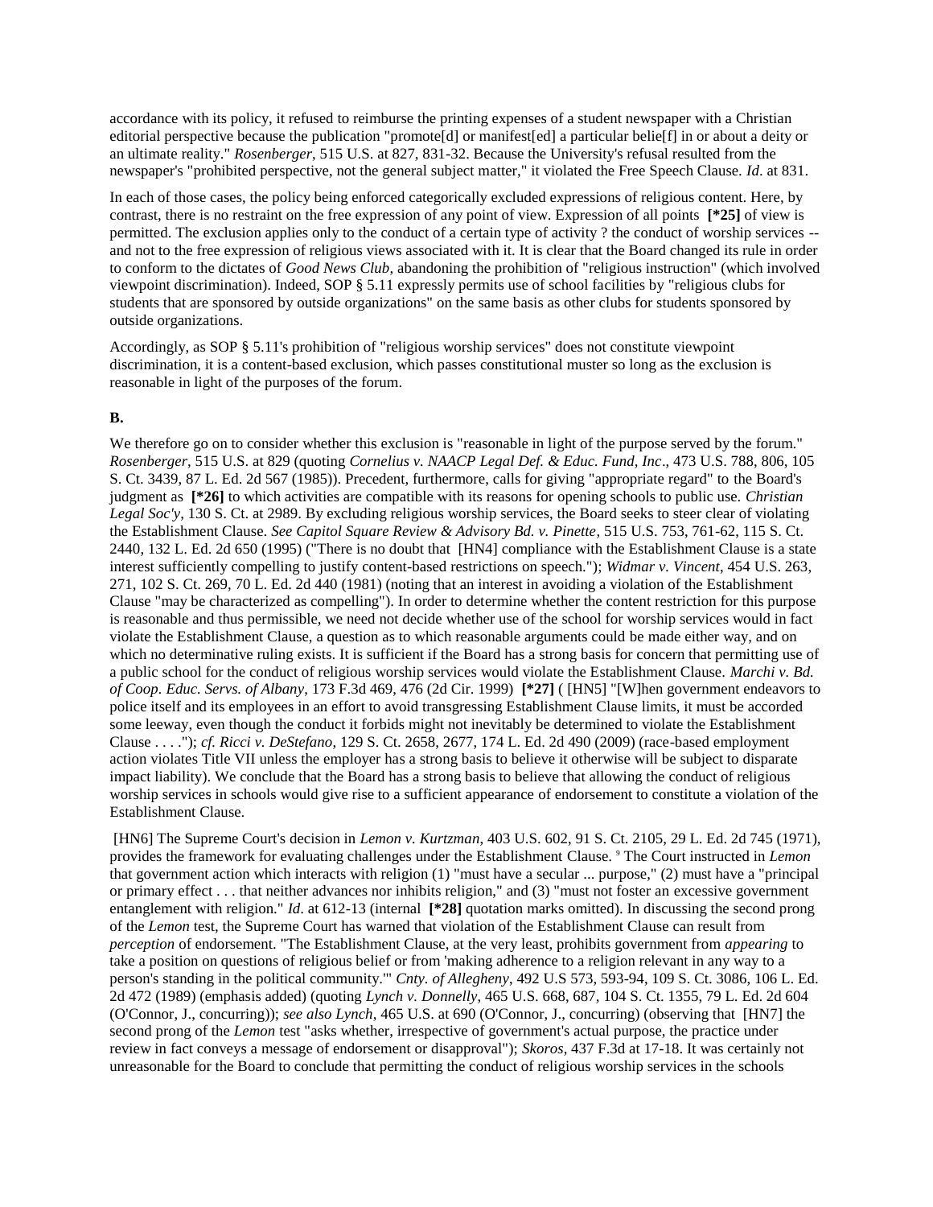accordance with its policy, it refused to reimburse the printing expenses of a student newspaper with a Christian editorial perspective because the publication "promote[d] or manifest[ed] a particular belie[f] in or about a deity or an ultimate reality." *Rosenberger*, 515 U.S. at 827, 831-32. Because the University's refusal resulted from the newspaper's "prohibited perspective, not the general subject matter," it violated the Free Speech Clause. *Id*. at 831.

In each of those cases, the policy being enforced categorically excluded expressions of religious content. Here, by contrast, there is no restraint on the free expression of any point of view. Expression of all points **[*25]** of view is permitted. The exclusion applies only to the conduct of a certain type of activity ? the conduct of worship services -- and not to the free expression of religious views associated with it. It is clear that the Board changed its rule in order to conform to the dictates of *Good News Club*, abandoning the prohibition of "religious instruction" (which involved viewpoint discrimination). Indeed, SOP § 5.11 expressly permits use of school facilities by "religious clubs for students that are sponsored by outside organizations" on the same basis as other clubs for students sponsored by outside organizations.

Accordingly, as SOP § 5.11's prohibition of "religious worship services" does not constitute viewpoint discrimination, it is a content-based exclusion, which passes constitutional muster so long as the exclusion is reasonable in light of the purposes of the forum.

**B.**

We therefore go on to consider whether this exclusion is "reasonable in light of the purpose served by the forum." *Rosenberger*, 515 U.S. at 829 (quoting *Cornelius v. NAACP Legal Def. & Educ. Fund, Inc*., 473 U.S. 788, 806, 105 S. Ct. 3439, 87 L. Ed. 2d 567 (1985)). Precedent, furthermore, calls for giving "appropriate regard" to the Board's judgment as **[*26]** to which activities are compatible with its reasons for opening schools to public use. *Christian Legal Soc'y*, 130 S. Ct. at 2989. By excluding religious worship services, the Board seeks to steer clear of violating the Establishment Clause. *See Capitol Square Review & Advisory Bd. v. Pinette*, 515 U.S. 753, 761-62, 115 S. Ct. 2440, 132 L. Ed. 2d 650 (1995) ("There is no doubt that [HN4] compliance with the Establishment Clause is a state interest sufficiently compelling to justify content-based restrictions on speech."); *Widmar v. Vincent*, 454 U.S. 263, 271, 102 S. Ct. 269, 70 L. Ed. 2d 440 (1981) (noting that an interest in avoiding a violation of the Establishment Clause "may be characterized as compelling"). In order to determine whether the content restriction for this purpose is reasonable and thus permissible, we need not decide whether use of the school for worship services would in fact violate the Establishment Clause, a question as to which reasonable arguments could be made either way, and on which no determinative ruling exists. It is sufficient if the Board has a strong basis for concern that permitting use of a public school for the conduct of religious worship services would violate the Establishment Clause. *Marchi v. Bd. of Coop. Educ. Servs. of Albany*, 173 F.3d 469, 476 (2d Cir. 1999) **[*27]** ( [HN5] "[W]hen government endeavors to police itself and its employees in an effort to avoid transgressing Establishment Clause limits, it must be accorded some leeway, even though the conduct it forbids might not inevitably be determined to violate the Establishment Clause . . . ."); *cf. Ricci v. DeStefano*, 129 S. Ct. 2658, 2677, 174 L. Ed. 2d 490 (2009) (race-based employment action violates Title VII unless the employer has a strong basis to believe it otherwise will be subject to disparate impact liability). We conclude that the Board has a strong basis to believe that allowing the conduct of religious worship services in schools would give rise to a sufficient appearance of endorsement to constitute a violation of the Establishment Clause.

[HN6] The Supreme Court's decision in *Lemon v. Kurtzman*, 403 U.S. 602, 91 S. Ct. 2105, 29 L. Ed. 2d 745 (1971), provides the framework for evaluating challenges under the Establishment Clause. [9] The Court instructed in *Lemon* that government action which interacts with religion (1) "must have a secular ... purpose," (2) must have a "principal or primary effect . . . that neither advances nor inhibits religion," and (3) "must not foster an excessive government entanglement with religion." *Id*. at 612-13 (internal **[*28]** quotation marks omitted). In discussing the second prong of the *Lemon* test, the Supreme Court has warned that violation of the Establishment Clause can result from *perception* of endorsement. "The Establishment Clause, at the very least, prohibits government from *appearing* to take a position on questions of religious belief or from 'making adherence to a religion relevant in any way to a person's standing in the political community.'" *Cnty. of Allegheny*, 492 U.S 573, 593-94, 109 S. Ct. 3086, 106 L. Ed. 2d 472 (1989) (emphasis added) (quoting *Lynch v. Donnelly*, 465 U.S. 668, 687, 104 S. Ct. 1355, 79 L. Ed. 2d 604 (O'Connor, J., concurring)); *see also Lynch*, 465 U.S. at 690 (O'Connor, J., concurring) (observing that [HN7] the second prong of the *Lemon* test "asks whether, irrespective of government's actual purpose, the practice under review in fact conveys a message of endorsement or disapproval"); *Skoros*, 437 F.3d at 17-18. It was certainly not unreasonable for the Board to conclude that permitting the conduct of religious worship services in the schools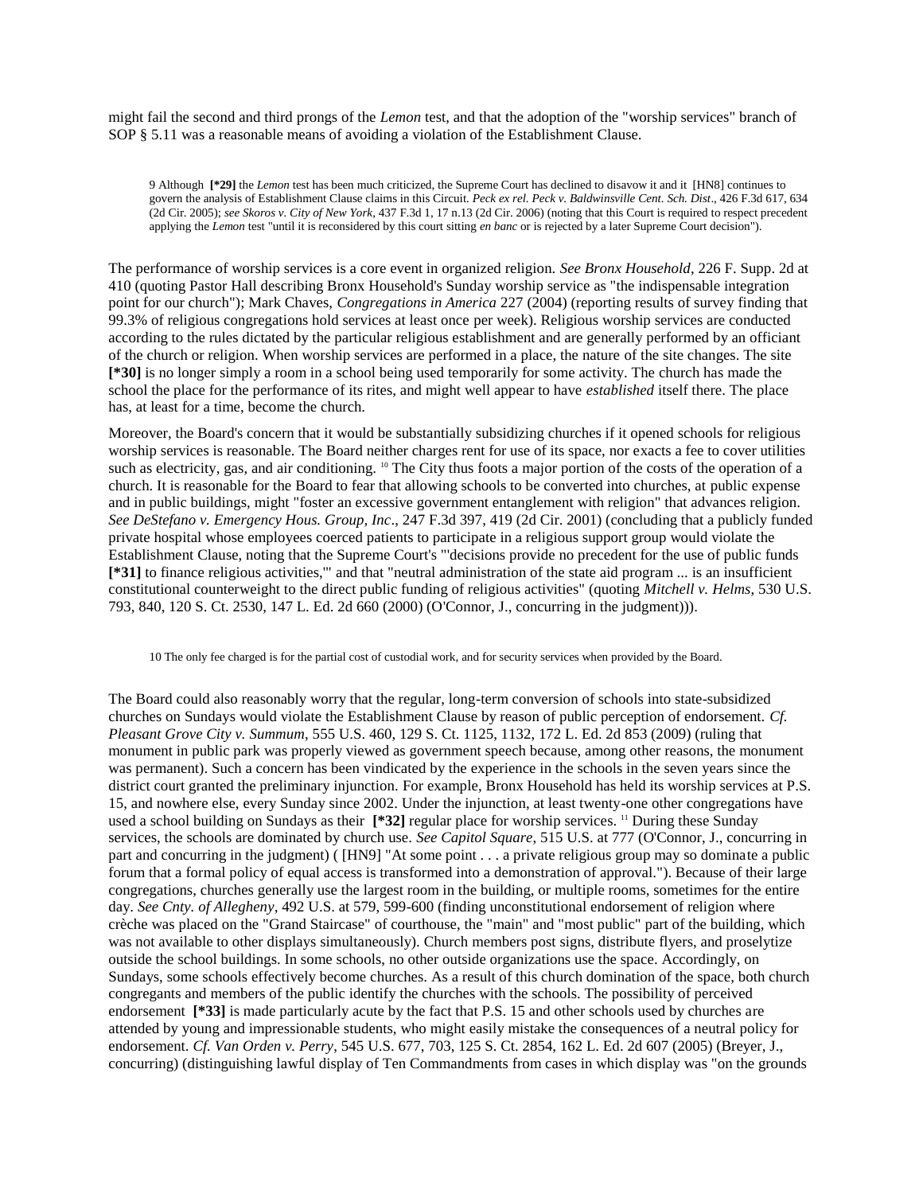might fail the second and third prongs of the *Lemon* test, and that the adoption of the "worship services" branch of SOP § 5.11 was a reasonable means of avoiding a violation of the Establishment Clause.

9 Although **[*29]** the *Lemon* test has been much criticized, the Supreme Court has declined to disavow it and it [HN8] continues to govern the analysis of Establishment Clause claims in this Circuit. *Peck ex rel. Peck v. Baldwinsville Cent. Sch. Dist*., 426 F.3d 617, 634 (2d Cir. 2005); *see Skoros v. City of New York*, 437 F.3d 1, 17 n.13 (2d Cir. 2006) (noting that this Court is required to respect precedent applying the *Lemon* test "until it is reconsidered by this court sitting *en banc* or is rejected by a later Supreme Court decision").

The performance of worship services is a core event in organized religion. *See Bronx Household*, 226 F. Supp. 2d at 410 (quoting Pastor Hall describing Bronx Household's Sunday worship service as "the indispensable integration point for our church"); Mark Chaves, *Congregations in America* 227 (2004) (reporting results of survey finding that 99.3% of religious congregations hold services at least once per week). Religious worship services are conducted according to the rules dictated by the particular religious establishment and are generally performed by an official of the church or religion. When worship services are performed in a place, the nature of the site changes. The site **[*30]** is no longer simply a room in a school being used temporarily for some activity. The church has made the school the place for the performance of its rites, and might well appear to have *established* itself there. The place has, at least for a time, become the church.

Moreover, the Board's concern that it would be substantially subsidizing churches if it opened schools for religious worship services is reasonable. The Board neither charges rent for use of its space, nor exacts a fee to cover utilities such as electricity, gas, and air conditioning. [10] The City thus foots a major portion of the costs of the operation of a church. It is reasonable for the Board to fear that allowing schools to be converted into churches, at public expense and in public buildings, might "foster an excessive government entanglement with religion" that advances religion. *See DeStefano v. Emergency Hous. Group, Inc*., 247 F.3d 397, 419 (2d Cir. 2001) (concluding that a publicly funded private hospital whose employees coerced patients to participate in a religious support group would violate the Establishment Clause, noting that the Supreme Court's "'decisions provide no precedent for the use of public funds **[*31]** to finance religious activities,'" and that "neutral administration of the state aid program ... is an insufficient constitutional counterweight to the direct public funding of religious activities" (quoting *Mitchell v. Helms*, 530 U.S. 793, 840, 120 S. Ct. 2530, 147 L. Ed. 2d 660 (2000) (O'Connor, J., concurring in the judgment))).

10 The only fee charged is for the partial cost of custodial work, and for security services when provided by the Board.

The Board could also reasonably worry that the regular, long-term conversion of schools into state-subsidized churches on Sundays would violate the Establishment Clause by reason of public perception of endorsement. *Cf. Pleasant Grove City v. Summum*, 555 U.S. 460, 129 S. Ct. 1125, 1132, 172 L. Ed. 2d 853 (2009) (ruling that monument in public park was properly viewed as government speech because, among other reasons, the monument was permanent). Such a concern has been vindicated by the experience in the schools in the seven years since the district court granted the preliminary injunction. For example, Bronx Household has held its worship services at P.S. 15, and nowhere else, every Sunday since 2002. Under the injunction, at least twenty-one other congregations have used a school building on Sundays as their **[*32]** regular place for worship services. [11] During these Sunday services, the schools are dominated by church use. *See Capitol Square*, 515 U.S. at 777 (O'Connor, J., concurring in part and concurring in the judgment) ( [HN9] "At some point . . . a private religious group may so dominate a public forum that a formal policy of equal access is transformed into a demonstration of approval."). Because of their large congregations, churches generally use the largest room in the building, or multiple rooms, sometimes for the entire day. *See Cnty. of Allegheny*, 492 U.S. at 579, 599-600 (finding unconstitutional endorsement of religion where crèche was placed on the "Grand Staircase" of courthouse, the "main" and "most public" part of the building, which was not available to other displays simultaneously). Church members post signs, distribute flyers, and proselytize outside the school buildings. In some schools, no other outside organizations use the space. Accordingly, on Sundays, some schools effectively become churches. As a result of this church domination of the space, both church congregants and members of the public identify the churches with the schools. The possibility of perceived endorsement **[*33]** is made particularly acute by the fact that P.S. 15 and other schools used by churches are attended by young and impressionable students, who might easily mistake the consequences of a neutral policy for endorsement. *Cf. Van Orden v. Perry*, 545 U.S. 677, 703, 125 S. Ct. 2854, 162 L. Ed. 2d 607 (2005) (Breyer, J., concurring) (distinguishing lawful display of Ten Commandments from cases in which display was "on the grounds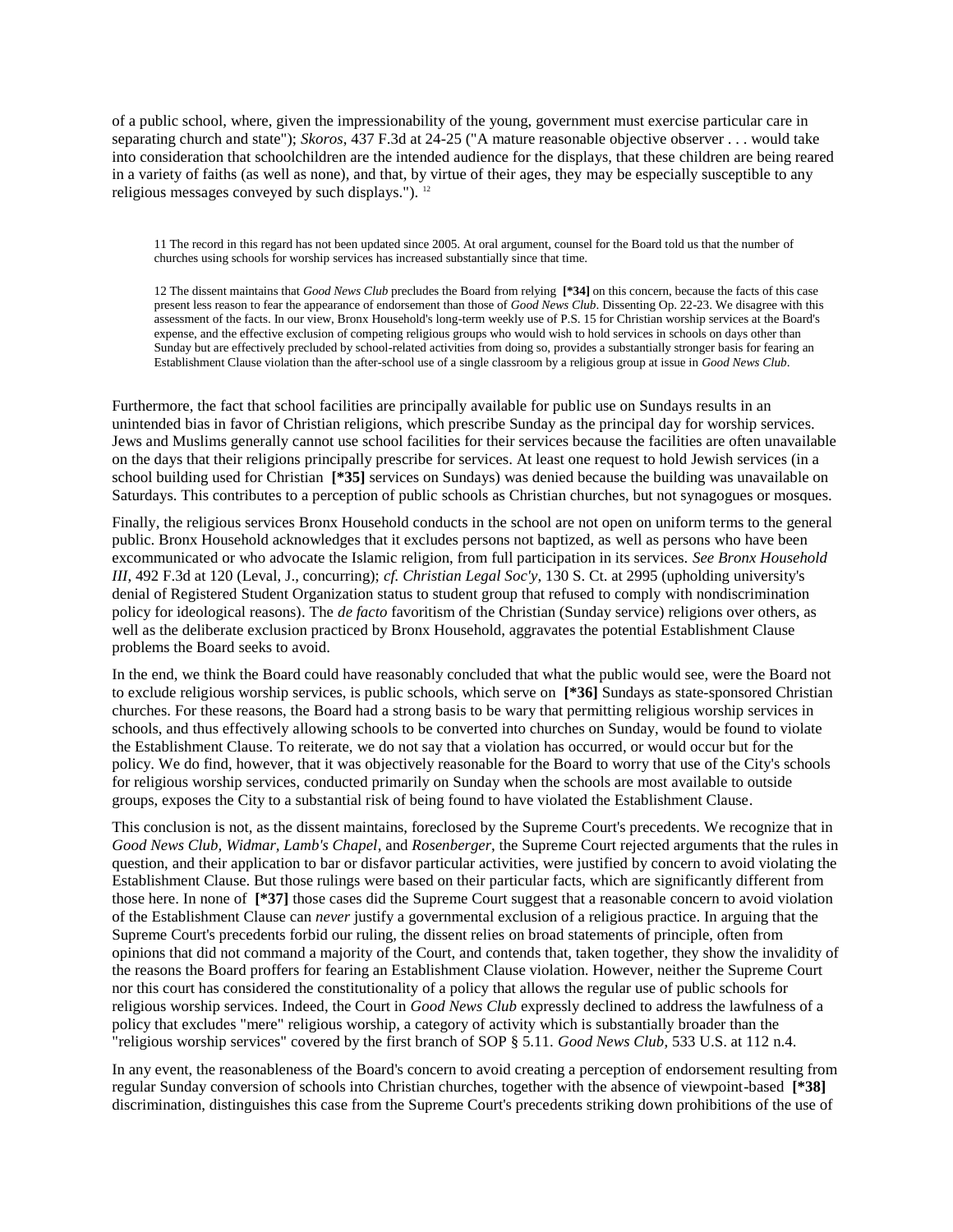of a public school, where, given the impressionability of the young, government must exercise particular care in separating church and state"); *Skoros*, 437 F.3d at 24-25 ("A mature reasonable objective observer . . . would take into consideration that schoolchildren are the intended audience for the displays, that these children are being reared in a variety of faiths (as well as none), and that, by virtue of their ages, they may be especially susceptible to any religious messages conveyed by such displays.").[12]

> 11 The record in this regard has not been updated since 2005. At oral argument, counsel for the Board told us that the number of churches using schools for worship services has increased substantially since that time.
>
> 12 The dissent maintains that *Good News Club* precludes the Board from relying **[\*34]** on this concern, because the facts of this case present less reason to fear the appearance of endorsement than those of *Good News Club*. Dissenting Op. 22-23. We disagree with this assessment of the facts. In our view, Bronx Household's long-term weekly use of P.S. 15 for Christian worship services at the Board's expense, and the effective exclusion of competing religious groups who would wish to hold services in schools on days other than Sunday but are effectively precluded by school-related activities from doing so, provides a substantially stronger basis for fearing an Establishment Clause violation than the after-school use of a single classroom by a religious group at issue in *Good News Club*.

Furthermore, the fact that school facilities are principally available for public use on Sundays results in an unintended bias in favor of Christian religions, which prescribe Sunday as the principal day for worship services. Jews and Muslims generally cannot use school facilities for their services because the facilities are often unavailable on the days that their religions principally prescribe for services. At least one request to hold Jewish services (in a school building used for Christian **[\*35]** services on Sundays) was denied because the building was unavailable on Saturdays. This contributes to a perception of public schools as Christian churches, but not synagogues or mosques.

Finally, the religious services Bronx Household conducts in the school are not open on uniform terms to the general public. Bronx Household acknowledges that it excludes persons not baptized, as well as persons who have been excommunicated or who advocate the Islamic religion, from full participation in its services. *See Bronx Household III*, 492 F.3d at 120 (Leval, J., concurring); *cf. Christian Legal Soc'y*, 130 S. Ct. at 2995 (upholding university's denial of Registered Student Organization status to student group that refused to comply with nondiscrimination policy for ideological reasons). The *de facto* favoritism of the Christian (Sunday service) religions over others, as well as the deliberate exclusion practiced by Bronx Household, aggravates the potential Establishment Clause problems the Board seeks to avoid.

In the end, we think the Board could have reasonably concluded that what the public would see, were the Board not to exclude religious worship services, is public schools, which serve on **[\*36]** Sundays as state-sponsored Christian churches. For these reasons, the Board had a strong basis to be wary that permitting religious worship services in schools, and thus effectively allowing schools to be converted into churches on Sunday, would be found to violate the Establishment Clause. To reiterate, we do not say that a violation has occurred, or would occur but for the policy. We do find, however, that it was objectively reasonable for the Board to worry that use of the City's schools for religious worship services, conducted primarily on Sunday when the schools are most available to outside groups, exposes the City to a substantial risk of being found to have violated the Establishment Clause.

This conclusion is not, as the dissent maintains, foreclosed by the Supreme Court's precedents. We recognize that in *Good News Club*, *Widmar*, *Lamb's Chapel*, and *Rosenberger*, the Supreme Court rejected arguments that the rules in question, and their application to bar or disfavor particular activities, were justified by concern to avoid violating the Establishment Clause. But those rulings were based on their particular facts, which are significantly different from those here. In none of **[\*37]** those cases did the Supreme Court suggest that a reasonable concern to avoid violation of the Establishment Clause can *never* justify a governmental exclusion of a religious practice. In arguing that the Supreme Court's precedents forbid our ruling, the dissent relies on broad statements of principle, often from opinions that did not command a majority of the Court, and contends that, taken together, they show the invalidity of the reasons the Board proffers for fearing an Establishment Clause violation. However, neither the Supreme Court nor this court has considered the constitutionality of a policy that allows the regular use of public schools for religious worship services. Indeed, the Court in *Good News Club* expressly declined to address the lawfulness of a policy that excludes "mere" religious worship, a category of activity which is substantially broader than the "religious worship services" covered by the first branch of SOP § 5.11. *Good News Club*, 533 U.S. at 112 n.4.

In any event, the reasonableness of the Board's concern to avoid creating a perception of endorsement resulting from regular Sunday conversion of schools into Christian churches, together with the absence of viewpoint-based **[\*38]** discrimination, distinguishes this case from the Supreme Court's precedents striking down prohibitions of the use of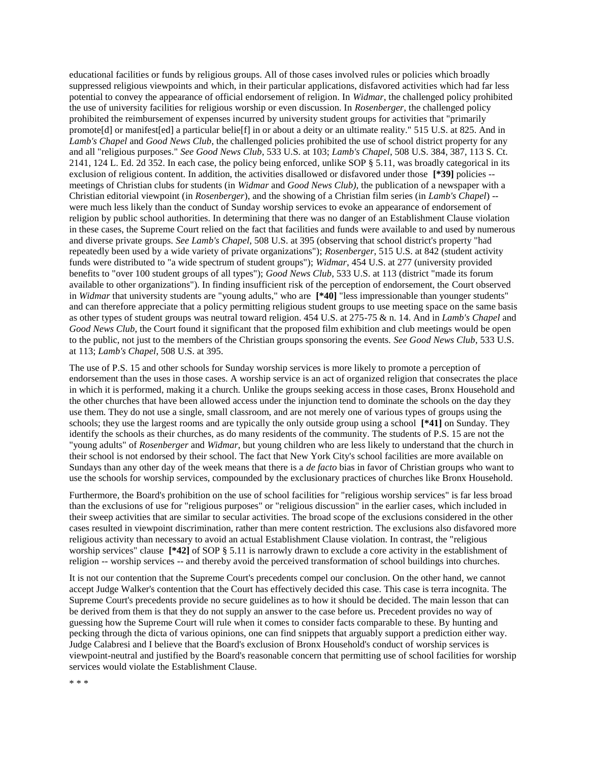educational facilities or funds by religious groups. All of those cases involved rules or policies which broadly suppressed religious viewpoints and which, in their particular applications, disfavored activities which had far less potential to convey the appearance of official endorsement of religion. In *Widmar*, the challenged policy prohibited the use of university facilities for religious worship or even discussion. In *Rosenberger*, the challenged policy prohibited the reimbursement of expenses incurred by university student groups for activities that "primarily promote[d] or manifest[ed] a particular belie[f] in or about a deity or an ultimate reality." 515 U.S. at 825. And in *Lamb's Chapel* and *Good News Club*, the challenged policies prohibited the use of school district property for any and all "religious purposes." *See Good News Club*, 533 U.S. at 103; *Lamb's Chapel*, 508 U.S. 384, 387, 113 S. Ct. 2141, 124 L. Ed. 2d 352. In each case, the policy being enforced, unlike SOP § 5.11, was broadly categorical in its exclusion of religious content. In addition, the activities disallowed or disfavored under those **[*39]** policies -- meetings of Christian clubs for students (in *Widmar* and *Good News Club)*, the publication of a newspaper with a Christian editorial viewpoint (in *Rosenberger*), and the showing of a Christian film series (in *Lamb's Chapel*) -- were much less likely than the conduct of Sunday worship services to evoke an appearance of endorsement of religion by public school authorities. In determining that there was no danger of an Establishment Clause violation in these cases, the Supreme Court relied on the fact that facilities and funds were available to and used by numerous and diverse private groups. *See Lamb's Chapel*, 508 U.S. at 395 (observing that school district's property "had repeatedly been used by a wide variety of private organizations"); *Rosenberger*, 515 U.S. at 842 (student activity funds were distributed to "a wide spectrum of student groups"); *Widmar*, 454 U.S. at 277 (university provided benefits to "over 100 student groups of all types"); *Good News Club*, 533 U.S. at 113 (district "made its forum available to other organizations"). In finding insufficient risk of the perception of endorsement, the Court observed in *Widmar* that university students are "young adults," who are **[*40]** "less impressionable than younger students" and can therefore appreciate that a policy permitting religious student groups to use meeting space on the same basis as other types of student groups was neutral toward religion. 454 U.S. at 275-75 & n. 14. And in *Lamb's Chapel* and *Good News Club*, the Court found it significant that the proposed film exhibition and club meetings would be open to the public, not just to the members of the Christian groups sponsoring the events. *See Good News Club*, 533 U.S. at 113; *Lamb's Chapel*, 508 U.S. at 395.

The use of P.S. 15 and other schools for Sunday worship services is more likely to promote a perception of endorsement than the uses in those cases. A worship service is an act of organized religion that consecrates the place in which it is performed, making it a church. Unlike the groups seeking access in those cases, Bronx Household and the other churches that have been allowed access under the injunction tend to dominate the schools on the day they use them. They do not use a single, small classroom, and are not merely one of various types of groups using the schools; they use the largest rooms and are typically the only outside group using a school **[*41]** on Sunday. They identify the schools as their churches, as do many residents of the community. The students of P.S. 15 are not the "young adults" of *Rosenberger* and *Widmar*, but young children who are less likely to understand that the church in their school is not endorsed by their school. The fact that New York City's school facilities are more available on Sundays than any other day of the week means that there is a *de facto* bias in favor of Christian groups who want to use the schools for worship services, compounded by the exclusionary practices of churches like Bronx Household.

Furthermore, the Board's prohibition on the use of school facilities for "religious worship services" is far less broad than the exclusions of use for "religious purposes" or "religious discussion" in the earlier cases, which included in their sweep activities that are similar to secular activities. The broad scope of the exclusions considered in the other cases resulted in viewpoint discrimination, rather than mere content restriction. The exclusions also disfavored more religious activity than necessary to avoid an actual Establishment Clause violation. In contrast, the "religious worship services" clause **[*42]** of SOP § 5.11 is narrowly drawn to exclude a core activity in the establishment of religion -- worship services -- and thereby avoid the perceived transformation of school buildings into churches.

It is not our contention that the Supreme Court's precedents compel our conclusion. On the other hand, we cannot accept Judge Walker's contention that the Court has effectively decided this case. This case is terra incognita. The Supreme Court's precedents provide no secure guidelines as to how it should be decided. The main lesson that can be derived from them is that they do not supply an answer to the case before us. Precedent provides no way of guessing how the Supreme Court will rule when it comes to consider facts comparable to these. By hunting and pecking through the dicta of various opinions, one can find snippets that arguably support a prediction either way. Judge Calabresi and I believe that the Board's exclusion of Bronx Household's conduct of worship services is viewpoint-neutral and justified by the Board's reasonable concern that permitting use of school facilities for worship services would violate the Establishment Clause.

* * *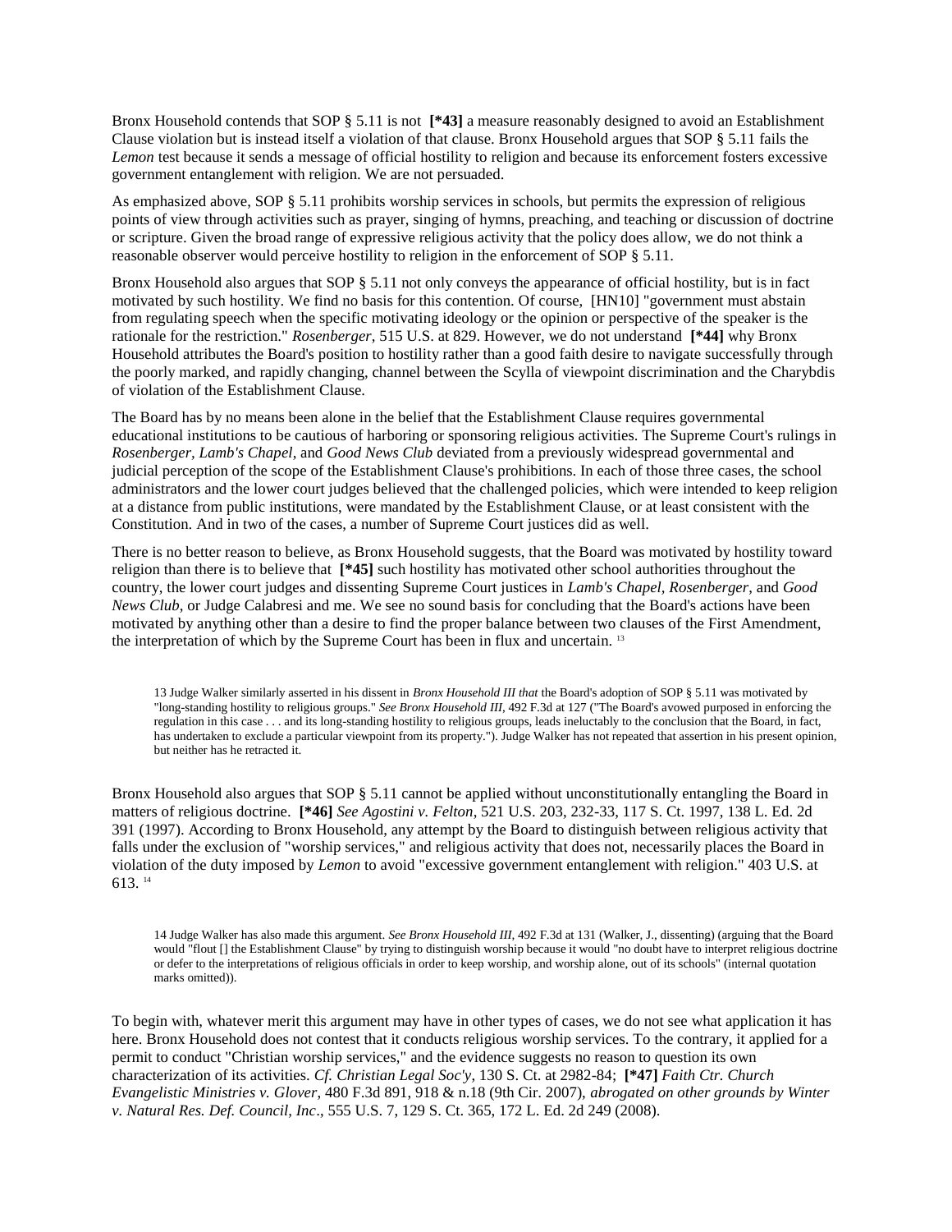Bronx Household contends that SOP § 5.11 is not **[*43]** a measure reasonably designed to avoid an Establishment Clause violation but is instead itself a violation of that clause. Bronx Household argues that SOP § 5.11 fails the *Lemon* test because it sends a message of official hostility to religion and because its enforcement fosters excessive government entanglement with religion. We are not persuaded.

As emphasized above, SOP § 5.11 prohibits worship services in schools, but permits the expression of religious points of view through activities such as prayer, singing of hymns, preaching, and teaching or discussion of doctrine or scripture. Given the broad range of expressive religious activity that the policy does allow, we do not think a reasonable observer would perceive hostility to religion in the enforcement of SOP § 5.11.

Bronx Household also argues that SOP § 5.11 not only conveys the appearance of official hostility, but is in fact motivated by such hostility. We find no basis for this contention. Of course, [HN10] "government must abstain from regulating speech when the specific motivating ideology or the opinion or perspective of the speaker is the rationale for the restriction." *Rosenberger*, 515 U.S. at 829. However, we do not understand **[*44]** why Bronx Household attributes the Board's position to hostility rather than a good faith desire to navigate successfully through the poorly marked, and rapidly changing, channel between the Scylla of viewpoint discrimination and the Charybdis of violation of the Establishment Clause.

The Board has by no means been alone in the belief that the Establishment Clause requires governmental educational institutions to be cautious of harboring or sponsoring religious activities. The Supreme Court's rulings in *Rosenberger*, *Lamb's Chapel*, and *Good News Club* deviated from a previously widespread governmental and judicial perception of the scope of the Establishment Clause's prohibitions. In each of those three cases, the school administrators and the lower court judges believed that the challenged policies, which were intended to keep religion at a distance from public institutions, were mandated by the Establishment Clause, or at least consistent with the Constitution. And in two of the cases, a number of Supreme Court justices did as well.

There is no better reason to believe, as Bronx Household suggests, that the Board was motivated by hostility toward religion than there is to believe that **[*45]** such hostility has motivated other school authorities throughout the country, the lower court judges and dissenting Supreme Court justices in *Lamb's Chapel*, *Rosenberger*, and *Good News Club*, or Judge Calabresi and me. We see no sound basis for concluding that the Board's actions have been motivated by anything other than a desire to find the proper balance between two clauses of the First Amendment, the interpretation of which by the Supreme Court has been in flux and uncertain. [13]

13 Judge Walker similarly asserted in his dissent in *Bronx Household III that* the Board's adoption of SOP § 5.11 was motivated by "long-standing hostility to religious groups." *See Bronx Household III*, 492 F.3d at 127 ("The Board's avowed purposed in enforcing the regulation in this case . . . and its long-standing hostility to religious groups, leads ineluctably to the conclusion that the Board, in fact, has undertaken to exclude a particular viewpoint from its property."). Judge Walker has not repeated that assertion in his present opinion, but neither has he retracted it.

Bronx Household also argues that SOP § 5.11 cannot be applied without unconstitutionally entangling the Board in matters of religious doctrine. **[*46]** *See Agostini v. Felton*, 521 U.S. 203, 232-33, 117 S. Ct. 1997, 138 L. Ed. 2d 391 (1997). According to Bronx Household, any attempt by the Board to distinguish between religious activity that falls under the exclusion of "worship services," and religious activity that does not, necessarily places the Board in violation of the duty imposed by *Lemon* to avoid "excessive government entanglement with religion." 403 U.S. at 613. [14]

14 Judge Walker has also made this argument. *See Bronx Household III*, 492 F.3d at 131 (Walker, J., dissenting) (arguing that the Board would "flout [] the Establishment Clause" by trying to distinguish worship because it would "no doubt have to interpret religious doctrine or defer to the interpretations of religious officials in order to keep worship, and worship alone, out of its schools" (internal quotation marks omitted)).

To begin with, whatever merit this argument may have in other types of cases, we do not see what application it has here. Bronx Household does not contest that it conducts religious worship services. To the contrary, it applied for a permit to conduct "Christian worship services," and the evidence suggests no reason to question its own characterization of its activities. *Cf. Christian Legal Soc'y*, 130 S. Ct. at 2982-84; **[*47]** *Faith Ctr. Church Evangelistic Ministries v. Glover*, 480 F.3d 891, 918 & n.18 (9th Cir. 2007), *abrogated on other grounds by Winter v. Natural Res. Def. Council, Inc*., 555 U.S. 7, 129 S. Ct. 365, 172 L. Ed. 2d 249 (2008).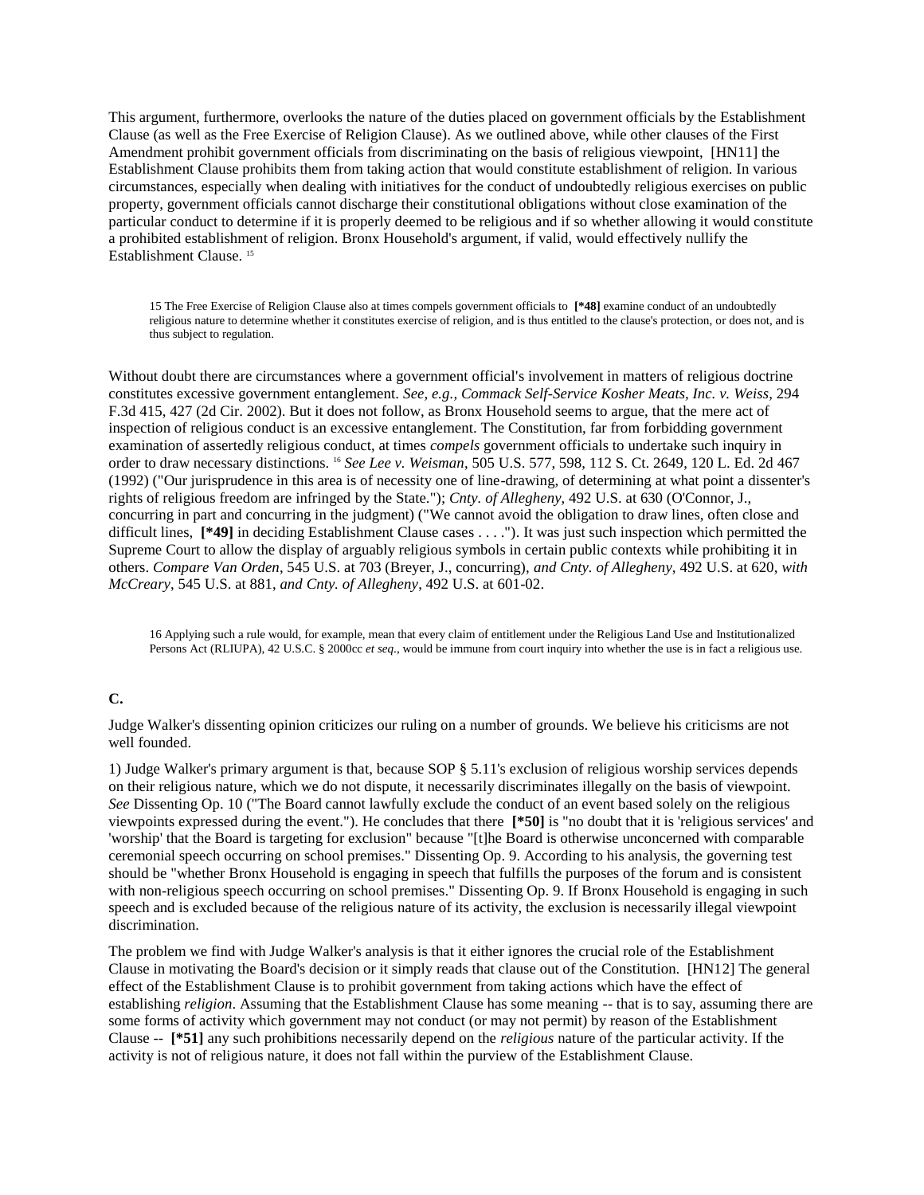This argument, furthermore, overlooks the nature of the duties placed on government officials by the Establishment Clause (as well as the Free Exercise of Religion Clause). As we outlined above, while other clauses of the First Amendment prohibit government officials from discriminating on the basis of religious viewpoint, [HN11] the Establishment Clause prohibits them from taking action that would constitute establishment of religion. In various circumstances, especially when dealing with initiatives for the conduct of undoubtedly religious exercises on public property, government officials cannot discharge their constitutional obligations without close examination of the particular conduct to determine if it is properly deemed to be religious and if so whether allowing it would constitute a prohibited establishment of religion. Bronx Household's argument, if valid, would effectively nullify the Establishment Clause. [15]

15 The Free Exercise of Religion Clause also at times compels government officials to **[*48]** examine conduct of an undoubtedly religious nature to determine whether it constitutes exercise of religion, and is thus entitled to the clause's protection, or does not, and is thus subject to regulation.

Without doubt there are circumstances where a government official's involvement in matters of religious doctrine constitutes excessive government entanglement. *See, e.g., Commack Self-Service Kosher Meats, Inc. v. Weiss*, 294 F.3d 415, 427 (2d Cir. 2002). But it does not follow, as Bronx Household seems to argue, that the mere act of inspection of religious conduct is an excessive entanglement. The Constitution, far from forbidding government examination of assertedly religious conduct, at times *compels* government officials to undertake such inquiry in order to draw necessary distinctions. [16] *See Lee v. Weisman*, 505 U.S. 577, 598, 112 S. Ct. 2649, 120 L. Ed. 2d 467 (1992) ("Our jurisprudence in this area is of necessity one of line-drawing, of determining at what point a dissenter's rights of religious freedom are infringed by the State."); *Cnty. of Allegheny*, 492 U.S. at 630 (O'Connor, J., concurring in part and concurring in the judgment) ("We cannot avoid the obligation to draw lines, often close and difficult lines, **[*49]** in deciding Establishment Clause cases . . . ."). It was just such inspection which permitted the Supreme Court to allow the display of arguably religious symbols in certain public contexts while prohibiting it in others. *Compare Van Orden*, 545 U.S. at 703 (Breyer, J., concurring), *and Cnty. of Allegheny*, 492 U.S. at 620, *with McCreary*, 545 U.S. at 881, *and Cnty. of Allegheny*, 492 U.S. at 601-02.

16 Applying such a rule would, for example, mean that every claim of entitlement under the Religious Land Use and Institutionalized Persons Act (RLIUPA), 42 U.S.C. § 2000cc *et seq.*, would be immune from court inquiry into whether the use is in fact a religious use.

**C.**

Judge Walker's dissenting opinion criticizes our ruling on a number of grounds. We believe his criticisms are not well founded.

1) Judge Walker's primary argument is that, because SOP § 5.11's exclusion of religious worship services depends on their religious nature, which we do not dispute, it necessarily discriminates illegally on the basis of viewpoint. *See* Dissenting Op. 10 ("The Board cannot lawfully exclude the conduct of an event based solely on the religious viewpoints expressed during the event."). He concludes that there **[*50]** is "no doubt that it is 'religious services' and 'worship' that the Board is targeting for exclusion" because "[t]he Board is otherwise unconcerned with comparable ceremonial speech occurring on school premises." Dissenting Op. 9. According to his analysis, the governing test should be "whether Bronx Household is engaging in speech that fulfills the purposes of the forum and is consistent with non-religious speech occurring on school premises." Dissenting Op. 9. If Bronx Household is engaging in such speech and is excluded because of the religious nature of its activity, the exclusion is necessarily illegal viewpoint discrimination.

The problem we find with Judge Walker's analysis is that it either ignores the crucial role of the Establishment Clause in motivating the Board's decision or it simply reads that clause out of the Constitution. [HN12] The general effect of the Establishment Clause is to prohibit government from taking actions which have the effect of establishing *religion*. Assuming that the Establishment Clause has some meaning -- that is to say, assuming there are some forms of activity which government may not conduct (or may not permit) by reason of the Establishment Clause -- **[*51]** any such prohibitions necessarily depend on the *religious* nature of the particular activity. If the activity is not of religious nature, it does not fall within the purview of the Establishment Clause.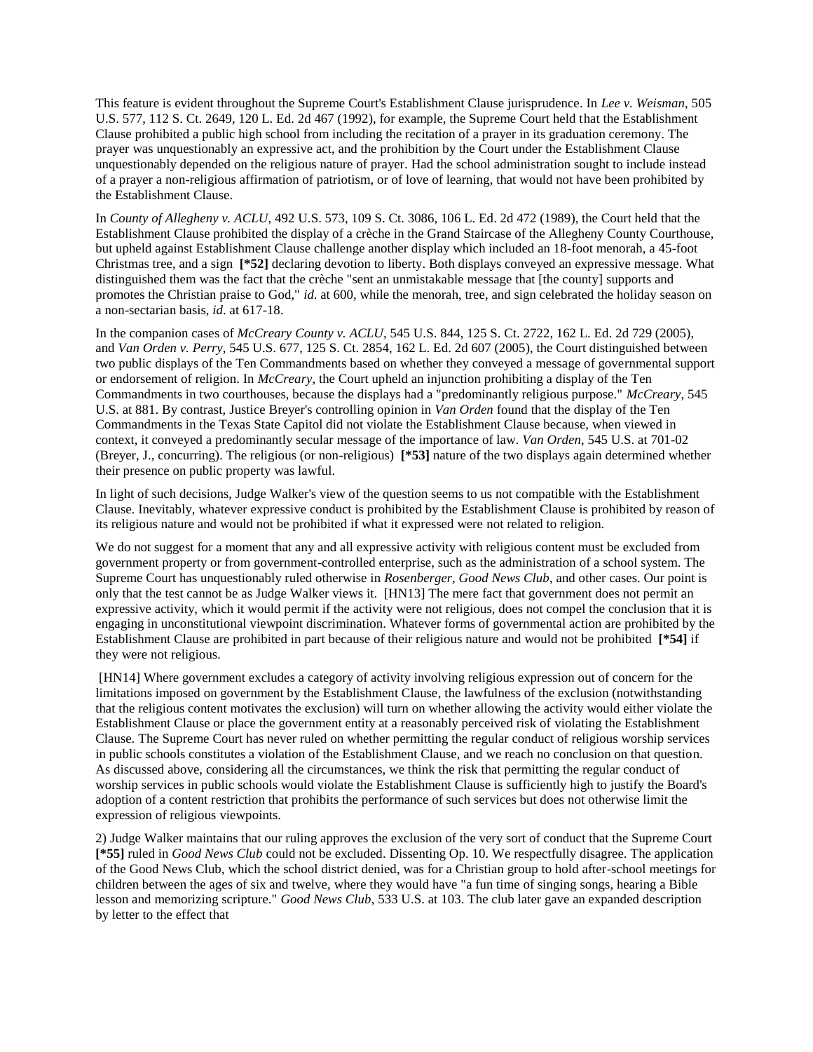This feature is evident throughout the Supreme Court's Establishment Clause jurisprudence. In *Lee v. Weisman*, 505 U.S. 577, 112 S. Ct. 2649, 120 L. Ed. 2d 467 (1992), for example, the Supreme Court held that the Establishment Clause prohibited a public high school from including the recitation of a prayer in its graduation ceremony. The prayer was unquestionably an expressive act, and the prohibition by the Court under the Establishment Clause unquestionably depended on the religious nature of prayer. Had the school administration sought to include instead of a prayer a non-religious affirmation of patriotism, or of love of learning, that would not have been prohibited by the Establishment Clause.

In *County of Allegheny v. ACLU*, 492 U.S. 573, 109 S. Ct. 3086, 106 L. Ed. 2d 472 (1989), the Court held that the Establishment Clause prohibited the display of a crèche in the Grand Staircase of the Allegheny County Courthouse, but upheld against Establishment Clause challenge another display which included an 18-foot menorah, a 45-foot Christmas tree, and a sign **[\*52]** declaring devotion to liberty. Both displays conveyed an expressive message. What distinguished them was the fact that the crèche "sent an unmistakable message that [the county] supports and promotes the Christian praise to God," *id*. at 600, while the menorah, tree, and sign celebrated the holiday season on a non-sectarian basis, *id*. at 617-18.

In the companion cases of *McCreary County v. ACLU*, 545 U.S. 844, 125 S. Ct. 2722, 162 L. Ed. 2d 729 (2005), and *Van Orden v. Perry*, 545 U.S. 677, 125 S. Ct. 2854, 162 L. Ed. 2d 607 (2005), the Court distinguished between two public displays of the Ten Commandments based on whether they conveyed a message of governmental support or endorsement of religion. In *McCreary*, the Court upheld an injunction prohibiting a display of the Ten Commandments in two courthouses, because the displays had a "predominantly religious purpose." *McCreary*, 545 U.S. at 881. By contrast, Justice Breyer's controlling opinion in *Van Orden* found that the display of the Ten Commandments in the Texas State Capitol did not violate the Establishment Clause because, when viewed in context, it conveyed a predominantly secular message of the importance of law. *Van Orden*, 545 U.S. at 701-02 (Breyer, J., concurring). The religious (or non-religious) **[\*53]** nature of the two displays again determined whether their presence on public property was lawful.

In light of such decisions, Judge Walker's view of the question seems to us not compatible with the Establishment Clause. Inevitably, whatever expressive conduct is prohibited by the Establishment Clause is prohibited by reason of its religious nature and would not be prohibited if what it expressed were not related to religion.

We do not suggest for a moment that any and all expressive activity with religious content must be excluded from government property or from government-controlled enterprise, such as the administration of a school system. The Supreme Court has unquestionably ruled otherwise in *Rosenberger*, *Good News Club*, and other cases. Our point is only that the test cannot be as Judge Walker views it. [HN13] The mere fact that government does not permit an expressive activity, which it would permit if the activity were not religious, does not compel the conclusion that it is engaging in unconstitutional viewpoint discrimination. Whatever forms of governmental action are prohibited by the Establishment Clause are prohibited in part because of their religious nature and would not be prohibited **[\*54]** if they were not religious.

[HN14] Where government excludes a category of activity involving religious expression out of concern for the limitations imposed on government by the Establishment Clause, the lawfulness of the exclusion (notwithstanding that the religious content motivates the exclusion) will turn on whether allowing the activity would either violate the Establishment Clause or place the government entity at a reasonably perceived risk of violating the Establishment Clause. The Supreme Court has never ruled on whether permitting the regular conduct of religious worship services in public schools constitutes a violation of the Establishment Clause, and we reach no conclusion on that question. As discussed above, considering all the circumstances, we think the risk that permitting the regular conduct of worship services in public schools would violate the Establishment Clause is sufficiently high to justify the Board's adoption of a content restriction that prohibits the performance of such services but does not otherwise limit the expression of religious viewpoints.

2) Judge Walker maintains that our ruling approves the exclusion of the very sort of conduct that the Supreme Court **[\*55]** ruled in *Good News Club* could not be excluded. Dissenting Op. 10. We respectfully disagree. The application of the Good News Club, which the school district denied, was for a Christian group to hold after-school meetings for children between the ages of six and twelve, where they would have "a fun time of singing songs, hearing a Bible lesson and memorizing scripture." *Good News Club*, 533 U.S. at 103. The club later gave an expanded description by letter to the effect that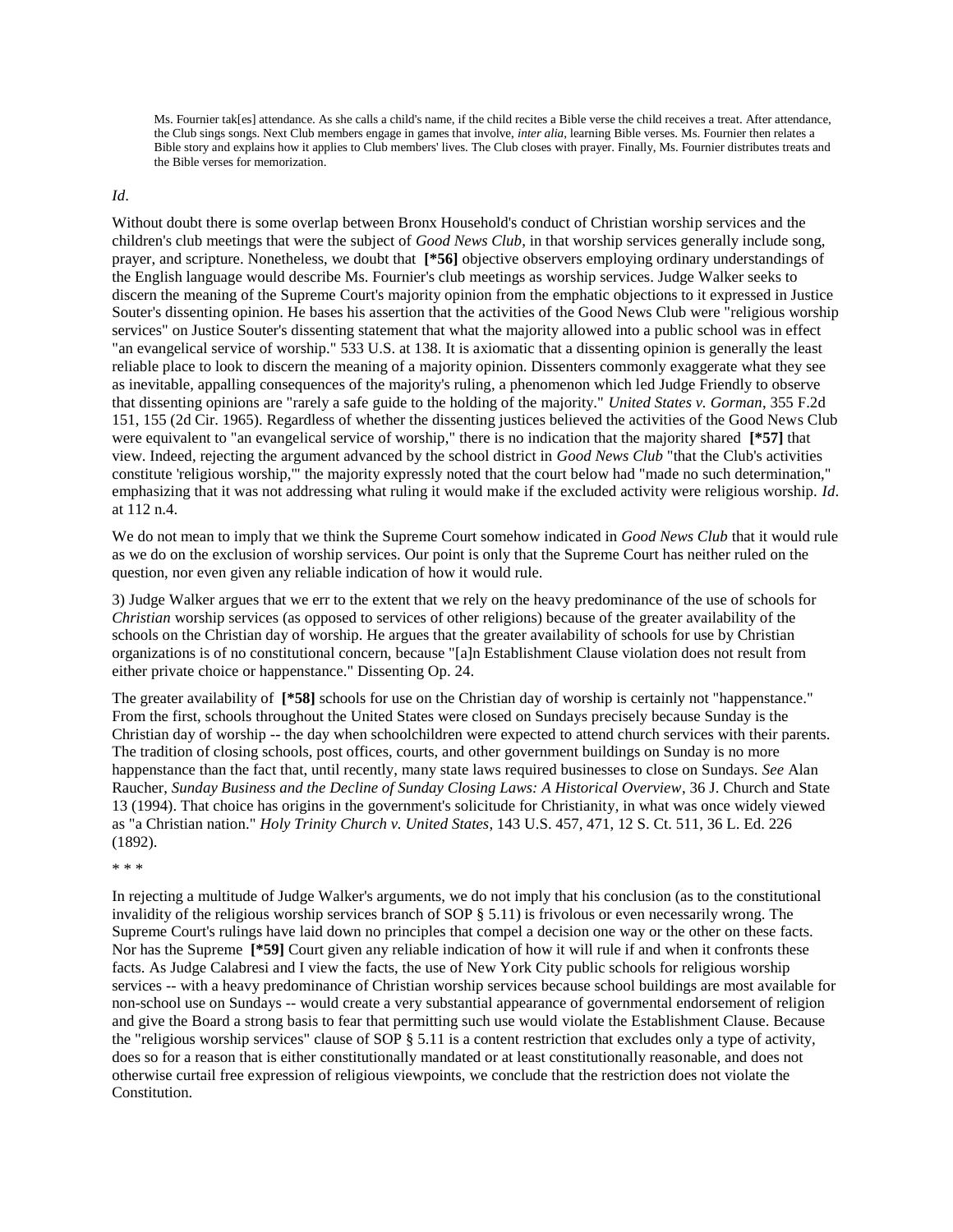> Ms. Fournier tak[es] attendance. As she calls a child's name, if the child recites a Bible verse the child receives a treat. After attendance, the Club sings songs. Next Club members engage in games that involve, *inter alia*, learning Bible verses. Ms. Fournier then relates a Bible story and explains how it applies to Club members' lives. The Club closes with prayer. Finally, Ms. Fournier distributes treats and the Bible verses for memorization.

*Id*.

Without doubt there is some overlap between Bronx Household's conduct of Christian worship services and the children's club meetings that were the subject of *Good News Club*, in that worship services generally include song, prayer, and scripture. Nonetheless, we doubt that **[\*56]** objective observers employing ordinary understandings of the English language would describe Ms. Fournier's club meetings as worship services. Judge Walker seeks to discern the meaning of the Supreme Court's majority opinion from the emphatic objections to it expressed in Justice Souter's dissenting opinion. He bases his assertion that the activities of the Good News Club were "religious worship services" on Justice Souter's dissenting statement that what the majority allowed into a public school was in effect "an evangelical service of worship." 533 U.S. at 138. It is axiomatic that a dissenting opinion is generally the least reliable place to look to discern the meaning of a majority opinion. Dissenters commonly exaggerate what they see as inevitable, appalling consequences of the majority's ruling, a phenomenon which led Judge Friendly to observe that dissenting opinions are "rarely a safe guide to the holding of the majority." *United States v. Gorman*, 355 F.2d 151, 155 (2d Cir. 1965). Regardless of whether the dissenting justices believed the activities of the Good News Club were equivalent to "an evangelical service of worship," there is no indication that the majority shared **[\*57]** that view. Indeed, rejecting the argument advanced by the school district in *Good News Club* "that the Club's activities constitute 'religious worship,'" the majority expressly noted that the court below had "made no such determination," emphasizing that it was not addressing what ruling it would make if the excluded activity were religious worship. *Id*. at 112 n.4.

We do not mean to imply that we think the Supreme Court somehow indicated in *Good News Club* that it would rule as we do on the exclusion of worship services. Our point is only that the Supreme Court has neither ruled on the question, nor even given any reliable indication of how it would rule.

3) Judge Walker argues that we err to the extent that we rely on the heavy predominance of the use of schools for *Christian* worship services (as opposed to services of other religions) because of the greater availability of the schools on the Christian day of worship. He argues that the greater availability of schools for use by Christian organizations is of no constitutional concern, because "[a]n Establishment Clause violation does not result from either private choice or happenstance." Dissenting Op. 24.

The greater availability of **[\*58]** schools for use on the Christian day of worship is certainly not "happenstance." From the first, schools throughout the United States were closed on Sundays precisely because Sunday is the Christian day of worship -- the day when schoolchildren were expected to attend church services with their parents. The tradition of closing schools, post offices, courts, and other government buildings on Sunday is no more happenstance than the fact that, until recently, many state laws required businesses to close on Sundays. *See* Alan Raucher, *Sunday Business and the Decline of Sunday Closing Laws: A Historical Overview*, 36 J. Church and State 13 (1994). That choice has origins in the government's solicitude for Christianity, in what was once widely viewed as "a Christian nation." *Holy Trinity Church v. United States*, 143 U.S. 457, 471, 12 S. Ct. 511, 36 L. Ed. 226 (1892).

\* \* \*

In rejecting a multitude of Judge Walker's arguments, we do not imply that his conclusion (as to the constitutional invalidity of the religious worship services branch of SOP § 5.11) is frivolous or even necessarily wrong. The Supreme Court's rulings have laid down no principles that compel a decision one way or the other on these facts. Nor has the Supreme **[\*59]** Court given any reliable indication of how it will rule if and when it confronts these facts. As Judge Calabresi and I view the facts, the use of New York City public schools for religious worship services -- with a heavy predominance of Christian worship services because school buildings are most available for non-school use on Sundays -- would create a very substantial appearance of governmental endorsement of religion and give the Board a strong basis to fear that permitting such use would violate the Establishment Clause. Because the "religious worship services" clause of SOP § 5.11 is a content restriction that excludes only a type of activity, does so for a reason that is either constitutionally mandated or at least constitutionally reasonable, and does not otherwise curtail free expression of religious viewpoints, we conclude that the restriction does not violate the Constitution.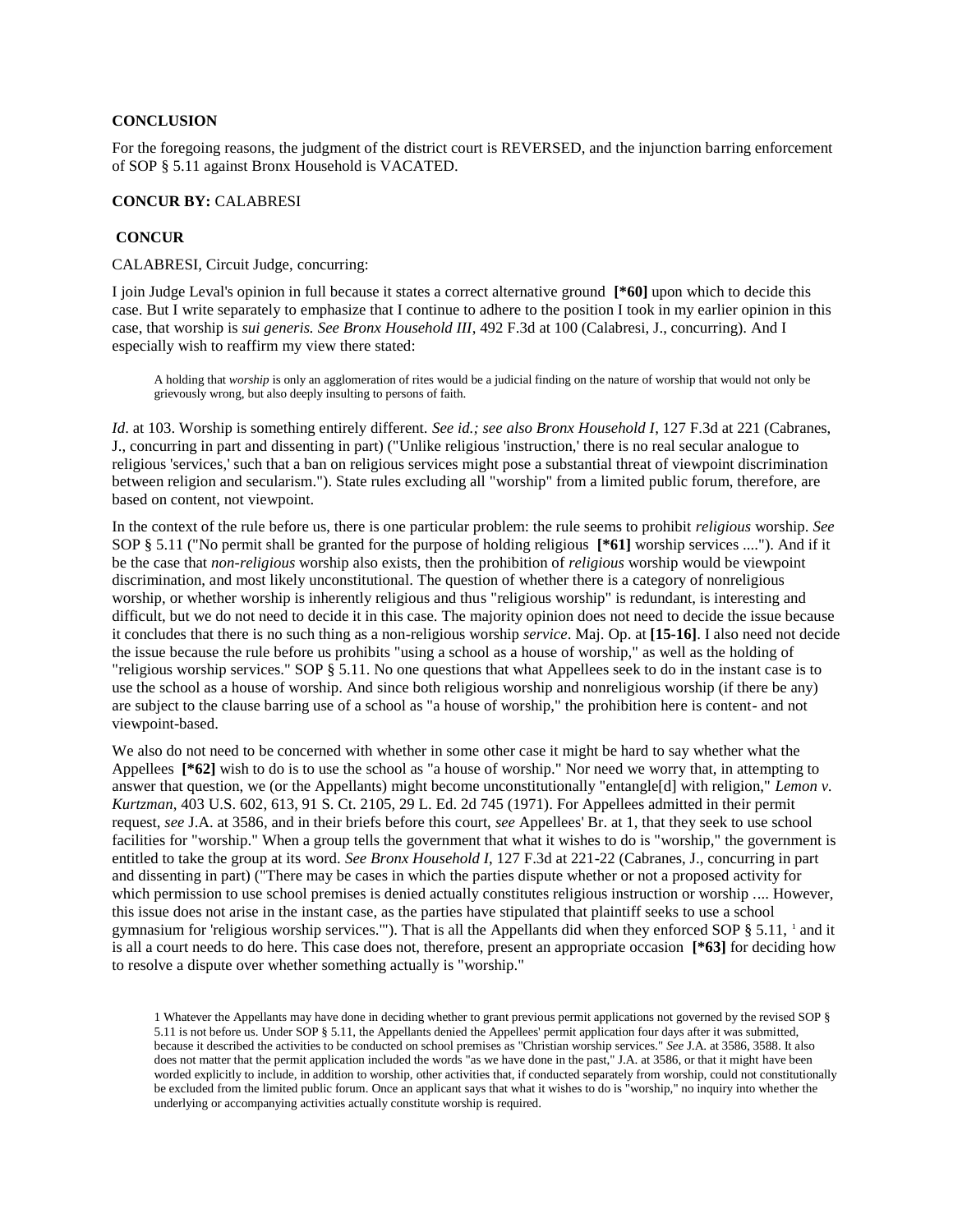**CONCLUSION**

For the foregoing reasons, the judgment of the district court is REVERSED, and the injunction barring enforcement of SOP § 5.11 against Bronx Household is VACATED.

**CONCUR BY:** CALABRESI

**CONCUR**

CALABRESI, Circuit Judge, concurring:

I join Judge Leval's opinion in full because it states a correct alternative ground **[*60]** upon which to decide this case. But I write separately to emphasize that I continue to adhere to the position I took in my earlier opinion in this case, that worship is *sui generis. See Bronx Household III*, 492 F.3d at 100 (Calabresi, J., concurring). And I especially wish to reaffirm my view there stated:

> A holding that *worship* is only an agglomeration of rites would be a judicial finding on the nature of worship that would not only be grievously wrong, but also deeply insulting to persons of faith.

*Id*. at 103. Worship is something entirely different. *See id.; see also Bronx Household I*, 127 F.3d at 221 (Cabranes, J., concurring in part and dissenting in part) ("Unlike religious 'instruction,' there is no real secular analogue to religious 'services,' such that a ban on religious services might pose a substantial threat of viewpoint discrimination between religion and secularism."). State rules excluding all "worship" from a limited public forum, therefore, are based on content, not viewpoint.

In the context of the rule before us, there is one particular problem: the rule seems to prohibit *religious* worship. *See* SOP § 5.11 ("No permit shall be granted for the purpose of holding religious **[*61]** worship services ...."). And if it be the case that *non-religious* worship also exists, then the prohibition of *religious* worship would be viewpoint discrimination, and most likely unconstitutional. The question of whether there is a category of nonreligious worship, or whether worship is inherently religious and thus "religious worship" is redundant, is interesting and difficult, but we do not need to decide it in this case. The majority opinion does not need to decide the issue because it concludes that there is no such thing as a non-religious worship *service*. Maj. Op. at **[15-16]**. I also need not decide the issue because the rule before us prohibits "using a school as a house of worship," as well as the holding of "religious worship services." SOP § 5.11. No one questions that what Appellees seek to do in the instant case is to use the school as a house of worship. And since both religious worship and nonreligious worship (if there be any) are subject to the clause barring use of a school as "a house of worship," the prohibition here is content- and not viewpoint-based.

We also do not need to be concerned with whether in some other case it might be hard to say whether what the Appellees **[*62]** wish to do is to use the school as "a house of worship." Nor need we worry that, in attempting to answer that question, we (or the Appellants) might become unconstitutionally "entangle[d] with religion," *Lemon v. Kurtzman*, 403 U.S. 602, 613, 91 S. Ct. 2105, 29 L. Ed. 2d 745 (1971). For Appellees admitted in their permit request, *see* J.A. at 3586, and in their briefs before this court, *see* Appellees' Br. at 1, that they seek to use school facilities for "worship." When a group tells the government that what it wishes to do is "worship," the government is entitled to take the group at its word. *See Bronx Household I*, 127 F.3d at 221-22 (Cabranes, J., concurring in part and dissenting in part) ("There may be cases in which the parties dispute whether or not a proposed activity for which permission to use school premises is denied actually constitutes religious instruction or worship .... However, this issue does not arise in the instant case, as the parties have stipulated that plaintiff seeks to use a school gymnasium for 'religious worship services.'"). That is all the Appellants did when they enforced SOP § 5.11, [1] and it is all a court needs to do here. This case does not, therefore, present an appropriate occasion **[*63]** for deciding how to resolve a dispute over whether something actually is "worship."

1 Whatever the Appellants may have done in deciding whether to grant previous permit applications not governed by the revised SOP § 5.11 is not before us. Under SOP § 5.11, the Appellants denied the Appellees' permit application four days after it was submitted, because it described the activities to be conducted on school premises as "Christian worship services." *See* J.A. at 3586, 3588. It also does not matter that the permit application included the words "as we have done in the past," J.A. at 3586, or that it might have been worded explicitly to include, in addition to worship, other activities that, if conducted separately from worship, could not constitutionally be excluded from the limited public forum. Once an applicant says that what it wishes to do is "worship," no inquiry into whether the underlying or accompanying activities actually constitute worship is required.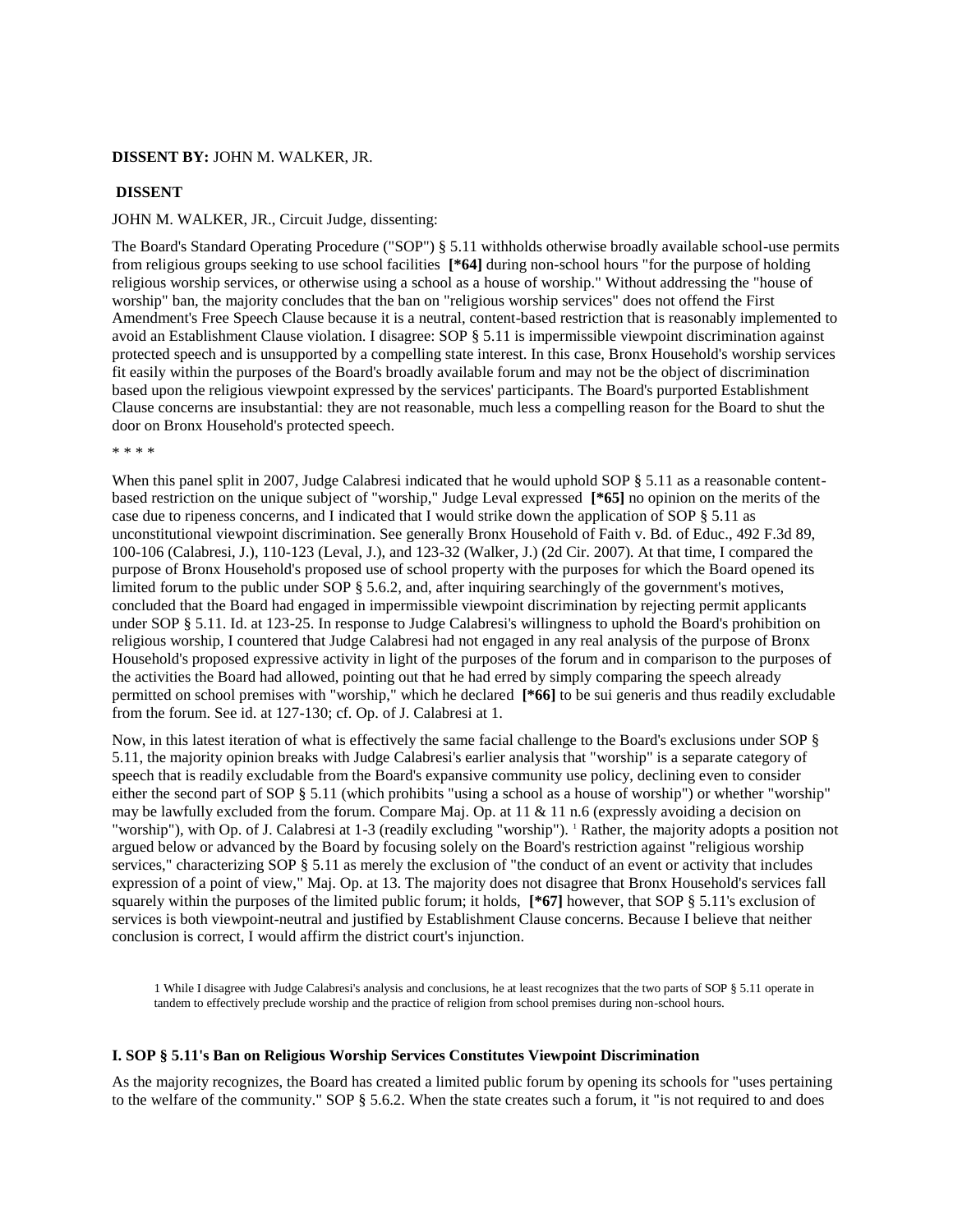**DISSENT BY:** JOHN M. WALKER, JR.

**DISSENT**

JOHN M. WALKER, JR., Circuit Judge, dissenting:

The Board's Standard Operating Procedure ("SOP") § 5.11 withholds otherwise broadly available school-use permits from religious groups seeking to use school facilities **[*64]** during non-school hours "for the purpose of holding religious worship services, or otherwise using a school as a house of worship." Without addressing the "house of worship" ban, the majority concludes that the ban on "religious worship services" does not offend the First Amendment's Free Speech Clause because it is a neutral, content-based restriction that is reasonably implemented to avoid an Establishment Clause violation. I disagree: SOP § 5.11 is impermissible viewpoint discrimination against protected speech and is unsupported by a compelling state interest. In this case, Bronx Household's worship services fit easily within the purposes of the Board's broadly available forum and may not be the object of discrimination based upon the religious viewpoint expressed by the services' participants. The Board's purported Establishment Clause concerns are insubstantial: they are not reasonable, much less a compelling reason for the Board to shut the door on Bronx Household's protected speech.

* * * *

When this panel split in 2007, Judge Calabresi indicated that he would uphold SOP § 5.11 as a reasonable content-based restriction on the unique subject of "worship," Judge Leval expressed **[*65]** no opinion on the merits of the case due to ripeness concerns, and I indicated that I would strike down the application of SOP § 5.11 as unconstitutional viewpoint discrimination. See generally Bronx Household of Faith v. Bd. of Educ., 492 F.3d 89, 100-106 (Calabresi, J.), 110-123 (Leval, J.), and 123-32 (Walker, J.) (2d Cir. 2007). At that time, I compared the purpose of Bronx Household's proposed use of school property with the purposes for which the Board opened its limited forum to the public under SOP § 5.6.2, and, after inquiring searchingly of the government's motives, concluded that the Board had engaged in impermissible viewpoint discrimination by rejecting permit applicants under SOP § 5.11. Id. at 123-25. In response to Judge Calabresi's willingness to uphold the Board's prohibition on religious worship, I countered that Judge Calabresi had not engaged in any real analysis of the purpose of Bronx Household's proposed expressive activity in light of the purposes of the forum and in comparison to the purposes of the activities the Board had allowed, pointing out that he had erred by simply comparing the speech already permitted on school premises with "worship," which he declared **[*66]** to be sui generis and thus readily excludable from the forum. See id. at 127-130; cf. Op. of J. Calabresi at 1.

Now, in this latest iteration of what is effectively the same facial challenge to the Board's exclusions under SOP § 5.11, the majority opinion breaks with Judge Calabresi's earlier analysis that "worship" is a separate category of speech that is readily excludable from the Board's expansive community use policy, declining even to consider either the second part of SOP § 5.11 (which prohibits "using a school as a house of worship") or whether "worship" may be lawfully excluded from the forum. Compare Maj. Op. at 11 & 11 n.6 (expressly avoiding a decision on "worship"), with Op. of J. Calabresi at 1-3 (readily excluding "worship").[1] Rather, the majority adopts a position not argued below or advanced by the Board by focusing solely on the Board's restriction against "religious worship services," characterizing SOP § 5.11 as merely the exclusion of "the conduct of an event or activity that includes expression of a point of view," Maj. Op. at 13. The majority does not disagree that Bronx Household's services fall squarely within the purposes of the limited public forum; it holds, **[*67]** however, that SOP § 5.11's exclusion of services is both viewpoint-neutral and justified by Establishment Clause concerns. Because I believe that neither conclusion is correct, I would affirm the district court's injunction.

1 While I disagree with Judge Calabresi's analysis and conclusions, he at least recognizes that the two parts of SOP § 5.11 operate in tandem to effectively preclude worship and the practice of religion from school premises during non-school hours.

## I. SOP § 5.11's Ban on Religious Worship Services Constitutes Viewpoint Discrimination

As the majority recognizes, the Board has created a limited public forum by opening its schools for "uses pertaining to the welfare of the community." SOP § 5.6.2. When the state creates such a forum, it "is not required to and does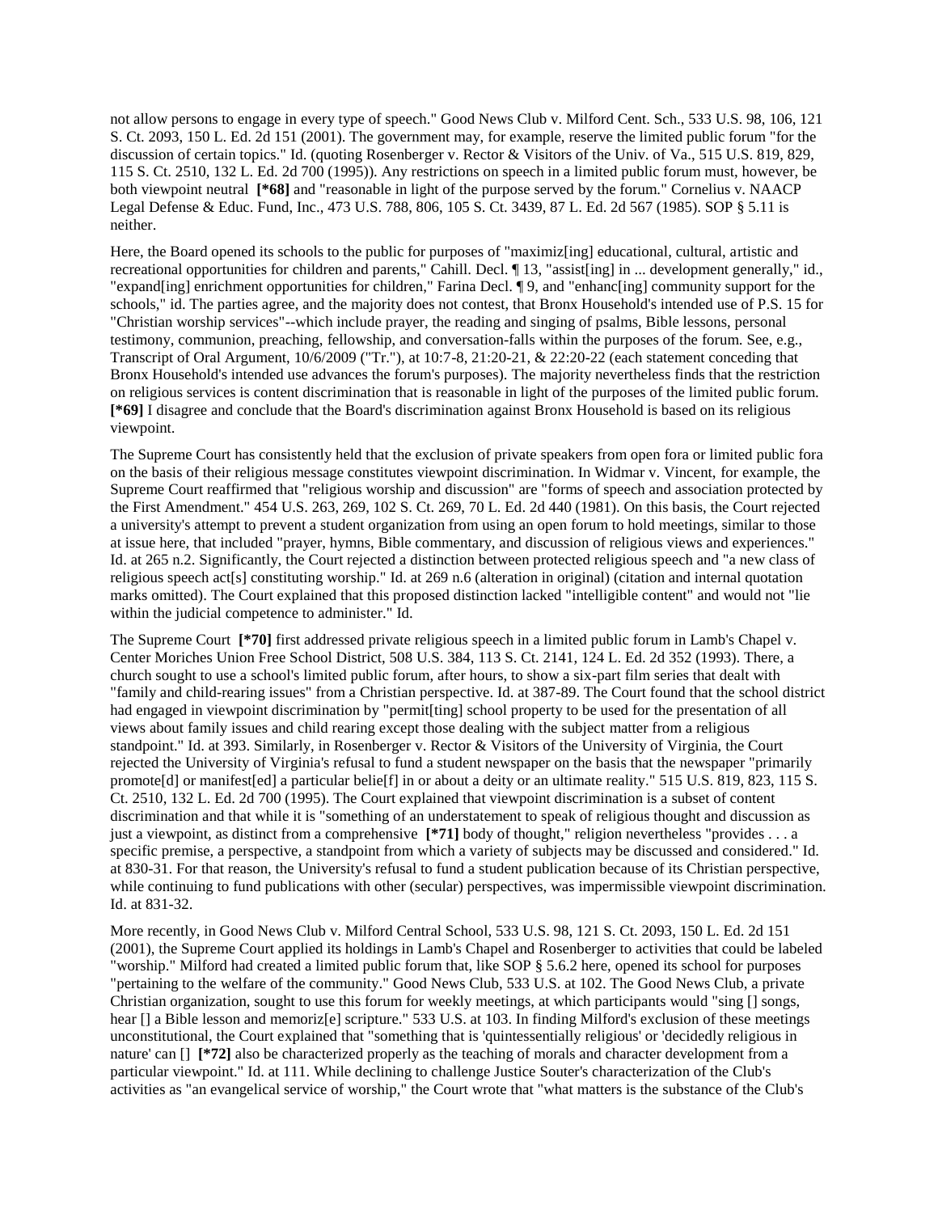not allow persons to engage in every type of speech." Good News Club v. Milford Cent. Sch., 533 U.S. 98, 106, 121 S. Ct. 2093, 150 L. Ed. 2d 151 (2001). The government may, for example, reserve the limited public forum "for the discussion of certain topics." Id. (quoting Rosenberger v. Rector & Visitors of the Univ. of Va., 515 U.S. 819, 829, 115 S. Ct. 2510, 132 L. Ed. 2d 700 (1995)). Any restrictions on speech in a limited public forum must, however, be both viewpoint neutral **[*68]** and "reasonable in light of the purpose served by the forum." Cornelius v. NAACP Legal Defense & Educ. Fund, Inc., 473 U.S. 788, 806, 105 S. Ct. 3439, 87 L. Ed. 2d 567 (1985). SOP § 5.11 is neither.

Here, the Board opened its schools to the public for purposes of "maximiz[ing] educational, cultural, artistic and recreational opportunities for children and parents," Cahill. Decl. ¶ 13, "assist[ing] in ... development generally," id., "expand[ing] enrichment opportunities for children," Farina Decl. ¶ 9, and "enhanc[ing] community support for the schools," id. The parties agree, and the majority does not contest, that Bronx Household's intended use of P.S. 15 for "Christian worship services"--which include prayer, the reading and singing of psalms, Bible lessons, personal testimony, communion, preaching, fellowship, and conversation-falls within the purposes of the forum. See, e.g., Transcript of Oral Argument, 10/6/2009 ("Tr."), at 10:7-8, 21:20-21, & 22:20-22 (each statement conceding that Bronx Household's intended use advances the forum's purposes). The majority nevertheless finds that the restriction on religious services is content discrimination that is reasonable in light of the purposes of the limited public forum. **[*69]** I disagree and conclude that the Board's discrimination against Bronx Household is based on its religious viewpoint.

The Supreme Court has consistently held that the exclusion of private speakers from open fora or limited public fora on the basis of their religious message constitutes viewpoint discrimination. In Widmar v. Vincent, for example, the Supreme Court reaffirmed that "religious worship and discussion" are "forms of speech and association protected by the First Amendment." 454 U.S. 263, 269, 102 S. Ct. 269, 70 L. Ed. 2d 440 (1981). On this basis, the Court rejected a university's attempt to prevent a student organization from using an open forum to hold meetings, similar to those at issue here, that included "prayer, hymns, Bible commentary, and discussion of religious views and experiences." Id. at 265 n.2. Significantly, the Court rejected a distinction between protected religious speech and "a new class of religious speech act[s] constituting worship." Id. at 269 n.6 (alteration in original) (citation and internal quotation marks omitted). The Court explained that this proposed distinction lacked "intelligible content" and would not "lie within the judicial competence to administer." Id.

The Supreme Court **[*70]** first addressed private religious speech in a limited public forum in Lamb's Chapel v. Center Moriches Union Free School District, 508 U.S. 384, 113 S. Ct. 2141, 124 L. Ed. 2d 352 (1993). There, a church sought to use a school's limited public forum, after hours, to show a six-part film series that dealt with "family and child-rearing issues" from a Christian perspective. Id. at 387-89. The Court found that the school district had engaged in viewpoint discrimination by "permit[ting] school property to be used for the presentation of all views about family issues and child rearing except those dealing with the subject matter from a religious standpoint." Id. at 393. Similarly, in Rosenberger v. Rector & Visitors of the University of Virginia, the Court rejected the University of Virginia's refusal to fund a student newspaper on the basis that the newspaper "primarily promote[d] or manifest[ed] a particular belie[f] in or about a deity or an ultimate reality." 515 U.S. 819, 823, 115 S. Ct. 2510, 132 L. Ed. 2d 700 (1995). The Court explained that viewpoint discrimination is a subset of content discrimination and that while it is "something of an understatement to speak of religious thought and discussion as just a viewpoint, as distinct from a comprehensive **[*71]** body of thought," religion nevertheless "provides . . . a specific premise, a perspective, a standpoint from which a variety of subjects may be discussed and considered." Id. at 830-31. For that reason, the University's refusal to fund a student publication because of its Christian perspective, while continuing to fund publications with other (secular) perspectives, was impermissible viewpoint discrimination. Id. at 831-32.

More recently, in Good News Club v. Milford Central School, 533 U.S. 98, 121 S. Ct. 2093, 150 L. Ed. 2d 151 (2001), the Supreme Court applied its holdings in Lamb's Chapel and Rosenberger to activities that could be labeled "worship." Milford had created a limited public forum that, like SOP § 5.6.2 here, opened its school for purposes "pertaining to the welfare of the community." Good News Club, 533 U.S. at 102. The Good News Club, a private Christian organization, sought to use this forum for weekly meetings, at which participants would "sing [] songs, hear [] a Bible lesson and memoriz[e] scripture." 533 U.S. at 103. In finding Milford's exclusion of these meetings unconstitutional, the Court explained that "something that is 'quintessentially religious' or 'decidedly religious in nature' can [] **[*72]** also be characterized properly as the teaching of morals and character development from a particular viewpoint." Id. at 111. While declining to challenge Justice Souter's characterization of the Club's activities as "an evangelical service of worship," the Court wrote that "what matters is the substance of the Club's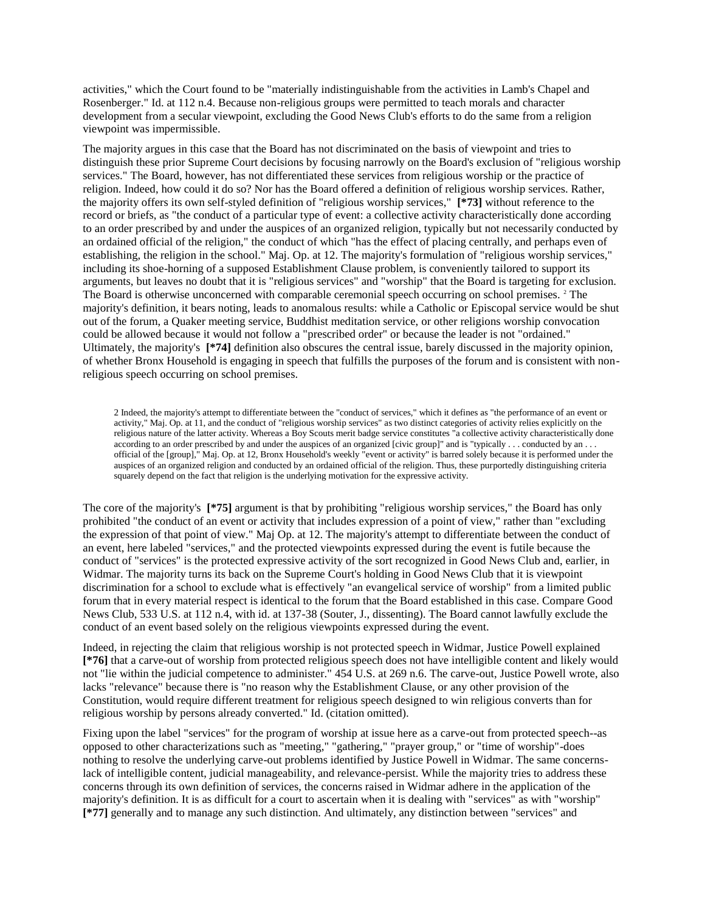activities," which the Court found to be "materially indistinguishable from the activities in Lamb's Chapel and Rosenberger." Id. at 112 n.4. Because non-religious groups were permitted to teach morals and character development from a secular viewpoint, excluding the Good News Club's efforts to do the same from a religion viewpoint was impermissible.

The majority argues in this case that the Board has not discriminated on the basis of viewpoint and tries to distinguish these prior Supreme Court decisions by focusing narrowly on the Board's exclusion of "religious worship services." The Board, however, has not differentiated these services from religious worship or the practice of religion. Indeed, how could it do so? Nor has the Board offered a definition of religious worship services. Rather, the majority offers its own self-styled definition of "religious worship services," **[*73]** without reference to the record or briefs, as "the conduct of a particular type of event: a collective activity characteristically done according to an order prescribed by and under the auspices of an organized religion, typically but not necessarily conducted by an ordained official of the religion," the conduct of which "has the effect of placing centrally, and perhaps even of establishing, the religion in the school." Maj. Op. at 12. The majority's formulation of "religious worship services," including its shoe-horning of a supposed Establishment Clause problem, is conveniently tailored to support its arguments, but leaves no doubt that it is "religious services" and "worship" that the Board is targeting for exclusion. The Board is otherwise unconcerned with comparable ceremonial speech occurring on school premises. [2] The majority's definition, it bears noting, leads to anomalous results: while a Catholic or Episcopal service would be shut out of the forum, a Quaker meeting service, Buddhist meditation service, or other religions worship convocation could be allowed because it would not follow a "prescribed order" or because the leader is not "ordained." Ultimately, the majority's **[*74]** definition also obscures the central issue, barely discussed in the majority opinion, of whether Bronx Household is engaging in speech that fulfills the purposes of the forum and is consistent with non-religious speech occurring on school premises.

2 Indeed, the majority's attempt to differentiate between the "conduct of services," which it defines as "the performance of an event or activity," Maj. Op. at 11, and the conduct of "religious worship services" as two distinct categories of activity relies explicitly on the religious nature of the latter activity. Whereas a Boy Scouts merit badge service constitutes "a collective activity characteristically done according to an order prescribed by and under the auspices of an organized [civic group]" and is "typically . . . conducted by an . . . official of the [group]," Maj. Op. at 12, Bronx Household's weekly "event or activity" is barred solely because it is performed under the auspices of an organized religion and conducted by an ordained official of the religion. Thus, these purportedly distinguishing criteria squarely depend on the fact that religion is the underlying motivation for the expressive activity.

The core of the majority's **[*75]** argument is that by prohibiting "religious worship services," the Board has only prohibited "the conduct of an event or activity that includes expression of a point of view," rather than "excluding the expression of that point of view." Maj Op. at 12. The majority's attempt to differentiate between the conduct of an event, here labeled "services," and the protected viewpoints expressed during the event is futile because the conduct of "services" is the protected expressive activity of the sort recognized in Good News Club and, earlier, in Widmar. The majority turns its back on the Supreme Court's holding in Good News Club that it is viewpoint discrimination for a school to exclude what is effectively "an evangelical service of worship" from a limited public forum that in every material respect is identical to the forum that the Board established in this case. Compare Good News Club, 533 U.S. at 112 n.4, with id. at 137-38 (Souter, J., dissenting). The Board cannot lawfully exclude the conduct of an event based solely on the religious viewpoints expressed during the event.

Indeed, in rejecting the claim that religious worship is not protected speech in Widmar, Justice Powell explained **[*76]** that a carve-out of worship from protected religious speech does not have intelligible content and likely would not "lie within the judicial competence to administer." 454 U.S. at 269 n.6. The carve-out, Justice Powell wrote, also lacks "relevance" because there is "no reason why the Establishment Clause, or any other provision of the Constitution, would require different treatment for religious speech designed to win religious converts than for religious worship by persons already converted." Id. (citation omitted).

Fixing upon the label "services" for the program of worship at issue here as a carve-out from protected speech--as opposed to other characterizations such as "meeting," "gathering," "prayer group," or "time of worship"-does nothing to resolve the underlying carve-out problems identified by Justice Powell in Widmar. The same concerns-lack of intelligible content, judicial manageability, and relevance-persist. While the majority tries to address these concerns through its own definition of services, the concerns raised in Widmar adhere in the application of the majority's definition. It is as difficult for a court to ascertain when it is dealing with "services" as with "worship" **[*77]** generally and to manage any such distinction. And ultimately, any distinction between "services" and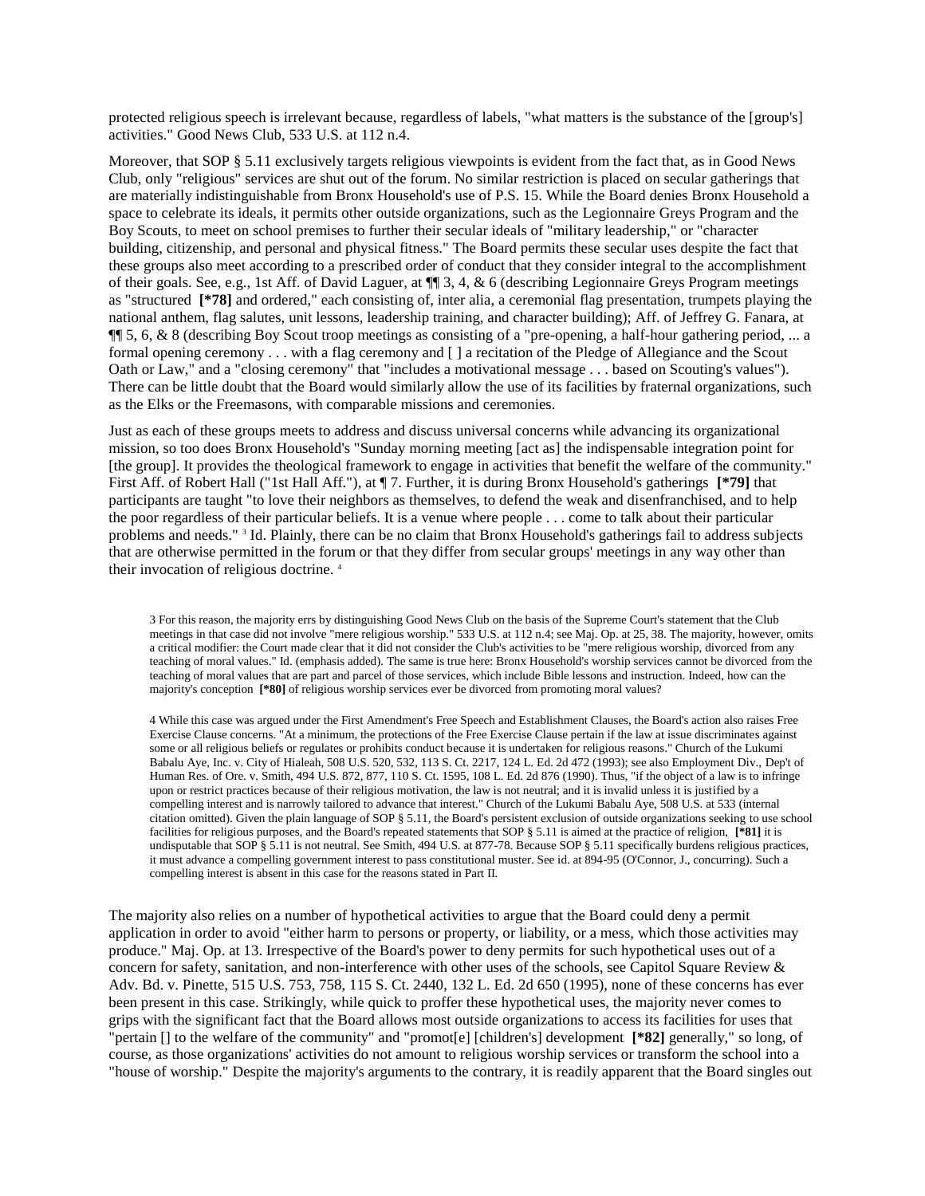protected religious speech is irrelevant because, regardless of labels, "what matters is the substance of the [group's] activities." Good News Club, 533 U.S. at 112 n.4.

Moreover, that SOP § 5.11 exclusively targets religious viewpoints is evident from the fact that, as in Good News Club, only "religious" services are shut out of the forum. No similar restriction is placed on secular gatherings that are materially indistinguishable from Bronx Household's use of P.S. 15. While the Board denies Bronx Household a space to celebrate its ideals, it permits other outside organizations, such as the Legionnaire Greys Program and the Boy Scouts, to meet on school premises to further their secular ideals of "military leadership," or "character building, citizenship, and personal and physical fitness." The Board permits these secular uses despite the fact that these groups also meet according to a prescribed order of conduct that they consider integral to the accomplishment of their goals. See, e.g., 1st Aff. of David Laguer, at ¶¶ 3, 4, & 6 (describing Legionnaire Greys Program meetings as "structured **[*78]** and ordered," each consisting of, inter alia, a ceremonial flag presentation, trumpets playing the national anthem, flag salutes, unit lessons, leadership training, and character building); Aff. of Jeffrey G. Fanara, at ¶¶ 5, 6, & 8 (describing Boy Scout troop meetings as consisting of a "pre-opening, a half-hour gathering period, ... a formal opening ceremony . . . with a flag ceremony and [ ] a recitation of the Pledge of Allegiance and the Scout Oath or Law," and a "closing ceremony" that "includes a motivational message . . . based on Scouting's values"). There can be little doubt that the Board would similarly allow the use of its facilities by fraternal organizations, such as the Elks or the Freemasons, with comparable missions and ceremonies.

Just as each of these groups meets to address and discuss universal concerns while advancing its organizational mission, so too does Bronx Household's "Sunday morning meeting [act as] the indispensable integration point for [the group]. It provides the theological framework to engage in activities that benefit the welfare of the community." First Aff. of Robert Hall ("1st Hall Aff."), at ¶ 7. Further, it is during Bronx Household's gatherings **[*79]** that participants are taught "to love their neighbors as themselves, to defend the weak and disenfranchised, and to help the poor regardless of their particular beliefs. It is a venue where people . . . come to talk about their particular problems and needs." [3] Id. Plainly, there can be no claim that Bronx Household's gatherings fail to address subjects that are otherwise permitted in the forum or that they differ from secular groups' meetings in any way other than their invocation of religious doctrine. [4]

3 For this reason, the majority errs by distinguishing Good News Club on the basis of the Supreme Court's statement that the Club meetings in that case did not involve "mere religious worship." 533 U.S. at 112 n.4; see Maj. Op. at 25, 38. The majority, however, omits a critical modifier: the Court made clear that it did not consider the Club's activities to be "mere religious worship, divorced from any teaching of moral values." Id. (emphasis added). The same is true here: Bronx Household's worship services cannot be divorced from the teaching of moral values that are part and parcel of those services, which include Bible lessons and instruction. Indeed, how can the majority's conception **[*80]** of religious worship services ever be divorced from promoting moral values?

4 While this case was argued under the First Amendment's Free Speech and Establishment Clauses, the Board's action also raises Free Exercise Clause concerns. "At a minimum, the protections of the Free Exercise Clause pertain if the law at issue discriminates against some or all religious beliefs or regulates or prohibits conduct because it is undertaken for religious reasons." Church of the Lukumi Babalu Aye, Inc. v. City of Hialeah, 508 U.S. 520, 532, 113 S. Ct. 2217, 124 L. Ed. 2d 472 (1993); see also Employment Div., Dep't of Human Res. of Ore. v. Smith, 494 U.S. 872, 877, 110 S. Ct. 1595, 108 L. Ed. 2d 876 (1990). Thus, "if the object of a law is to infringe upon or restrict practices because of their religious motivation, the law is not neutral; and it is invalid unless it is justified by a compelling interest and is narrowly tailored to advance that interest." Church of the Lukumi Babalu Aye, 508 U.S. at 533 (internal citation omitted). Given the plain language of SOP § 5.11, the Board's persistent exclusion of outside organizations seeking to use school facilities for religious purposes, and the Board's repeated statements that SOP § 5.11 is aimed at the practice of religion, **[*81]** it is undisputable that SOP § 5.11 is not neutral. See Smith, 494 U.S. at 877-78. Because SOP § 5.11 specifically burdens religious practices, it must advance a compelling government interest to pass constitutional muster. See id. at 894-95 (O'Connor, J., concurring). Such a compelling interest is absent in this case for the reasons stated in Part II.

The majority also relies on a number of hypothetical activities to argue that the Board could deny a permit application in order to avoid "either harm to persons or property, or liability, or a mess, which those activities may produce." Maj. Op. at 13. Irrespective of the Board's power to deny permits for such hypothetical uses out of a concern for safety, sanitation, and non-interference with other uses of the schools, see Capitol Square Review & Adv. Bd. v. Pinette, 515 U.S. 753, 758, 115 S. Ct. 2440, 132 L. Ed. 2d 650 (1995), none of these concerns has ever been present in this case. Strikingly, while quick to proffer these hypothetical uses, the majority never comes to grips with the significant fact that the Board allows most outside organizations to access its facilities for uses that "pertain [] to the welfare of the community" and "promot[e] [children's] development **[*82]** generally," so long, of course, as those organizations' activities do not amount to religious worship services or transform the school into a "house of worship." Despite the majority's arguments to the contrary, it is readily apparent that the Board singles out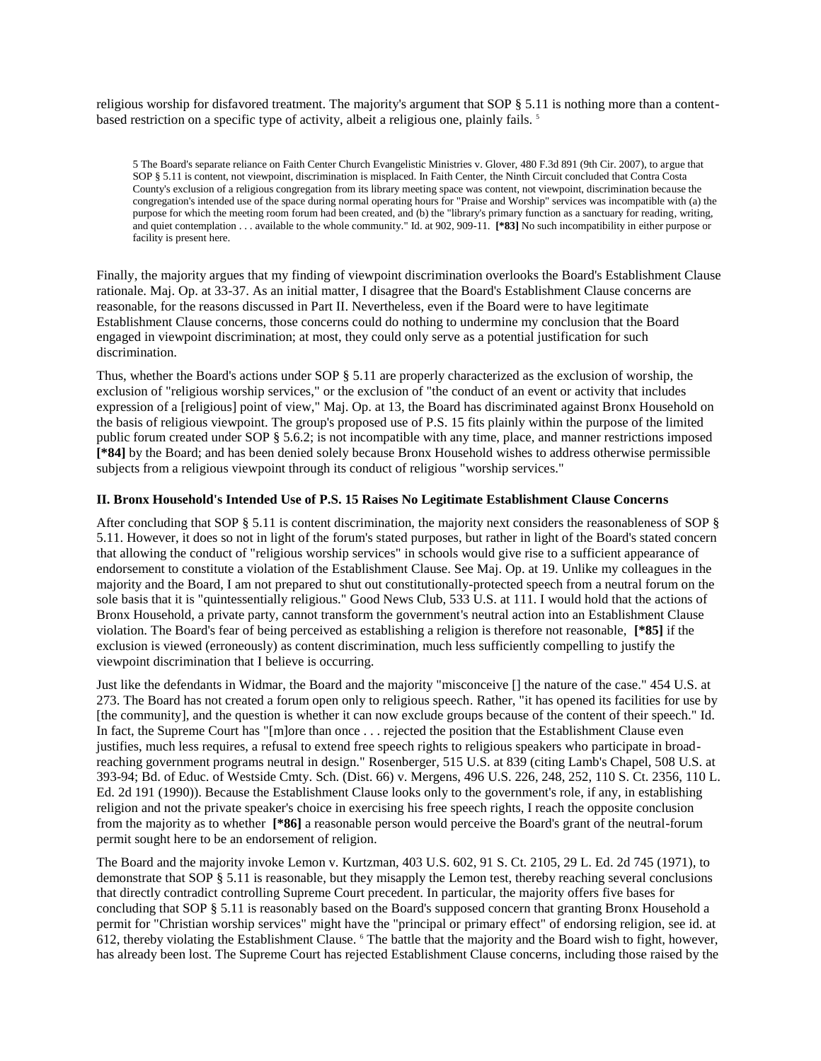religious worship for disfavored treatment. The majority's argument that SOP § 5.11 is nothing more than a content-based restriction on a specific type of activity, albeit a religious one, plainly fails. [5]

5 The Board's separate reliance on Faith Center Church Evangelistic Ministries v. Glover, 480 F.3d 891 (9th Cir. 2007), to argue that SOP § 5.11 is content, not viewpoint, discrimination is misplaced. In Faith Center, the Ninth Circuit concluded that Contra Costa County's exclusion of a religious congregation from its library meeting space was content, not viewpoint, discrimination because the congregation's intended use of the space during normal operating hours for "Praise and Worship" services was incompatible with (a) the purpose for which the meeting room forum had been created, and (b) the "library's primary function as a sanctuary for reading, writing, and quiet contemplation . . . available to the whole community." Id. at 902, 909-11. **[*83]** No such incompatibility in either purpose or facility is present here.

Finally, the majority argues that my finding of viewpoint discrimination overlooks the Board's Establishment Clause rationale. Maj. Op. at 33-37. As an initial matter, I disagree that the Board's Establishment Clause concerns are reasonable, for the reasons discussed in Part II. Nevertheless, even if the Board were to have legitimate Establishment Clause concerns, those concerns could do nothing to undermine my conclusion that the Board engaged in viewpoint discrimination; at most, they could only serve as a potential justification for such discrimination.

Thus, whether the Board's actions under SOP § 5.11 are properly characterized as the exclusion of worship, the exclusion of "religious worship services," or the exclusion of "the conduct of an event or activity that includes expression of a [religious] point of view," Maj. Op. at 13, the Board has discriminated against Bronx Household on the basis of religious viewpoint. The group's proposed use of P.S. 15 fits plainly within the purpose of the limited public forum created under SOP § 5.6.2; is not incompatible with any time, place, and manner restrictions imposed **[*84]** by the Board; and has been denied solely because Bronx Household wishes to address otherwise permissible subjects from a religious viewpoint through its conduct of religious "worship services."

### II. Bronx Household's Intended Use of P.S. 15 Raises No Legitimate Establishment Clause Concerns

After concluding that SOP § 5.11 is content discrimination, the majority next considers the reasonableness of SOP § 5.11. However, it does so not in light of the forum's stated purposes, but rather in light of the Board's stated concern that allowing the conduct of "religious worship services" in schools would give rise to a sufficient appearance of endorsement to constitute a violation of the Establishment Clause. See Maj. Op. at 19. Unlike my colleagues in the majority and the Board, I am not prepared to shut out constitutionally-protected speech from a neutral forum on the sole basis that it is "quintessentially religious." Good News Club, 533 U.S. at 111. I would hold that the actions of Bronx Household, a private party, cannot transform the government's neutral action into an Establishment Clause violation. The Board's fear of being perceived as establishing a religion is therefore not reasonable, **[*85]** if the exclusion is viewed (erroneously) as content discrimination, much less sufficiently compelling to justify the viewpoint discrimination that I believe is occurring.

Just like the defendants in Widmar, the Board and the majority "misconceive [] the nature of the case." 454 U.S. at 273. The Board has not created a forum open only to religious speech. Rather, "it has opened its facilities for use by [the community], and the question is whether it can now exclude groups because of the content of their speech." Id. In fact, the Supreme Court has "[m]ore than once . . . rejected the position that the Establishment Clause even justifies, much less requires, a refusal to extend free speech rights to religious speakers who participate in broad-reaching government programs neutral in design." Rosenberger, 515 U.S. at 839 (citing Lamb's Chapel, 508 U.S. at 393-94; Bd. of Educ. of Westside Cmty. Sch. (Dist. 66) v. Mergens, 496 U.S. 226, 248, 252, 110 S. Ct. 2356, 110 L. Ed. 2d 191 (1990)). Because the Establishment Clause looks only to the government's role, if any, in establishing religion and not the private speaker's choice in exercising his free speech rights, I reach the opposite conclusion from the majority as to whether **[*86]** a reasonable person would perceive the Board's grant of the neutral-forum permit sought here to be an endorsement of religion.

The Board and the majority invoke Lemon v. Kurtzman, 403 U.S. 602, 91 S. Ct. 2105, 29 L. Ed. 2d 745 (1971), to demonstrate that SOP § 5.11 is reasonable, but they misapply the Lemon test, thereby reaching several conclusions that directly contradict controlling Supreme Court precedent. In particular, the majority offers five bases for concluding that SOP § 5.11 is reasonably based on the Board's supposed concern that granting Bronx Household a permit for "Christian worship services" might have the "principal or primary effect" of endorsing religion, see id. at 612, thereby violating the Establishment Clause. [6] The battle that the majority and the Board wish to fight, however, has already been lost. The Supreme Court has rejected Establishment Clause concerns, including those raised by the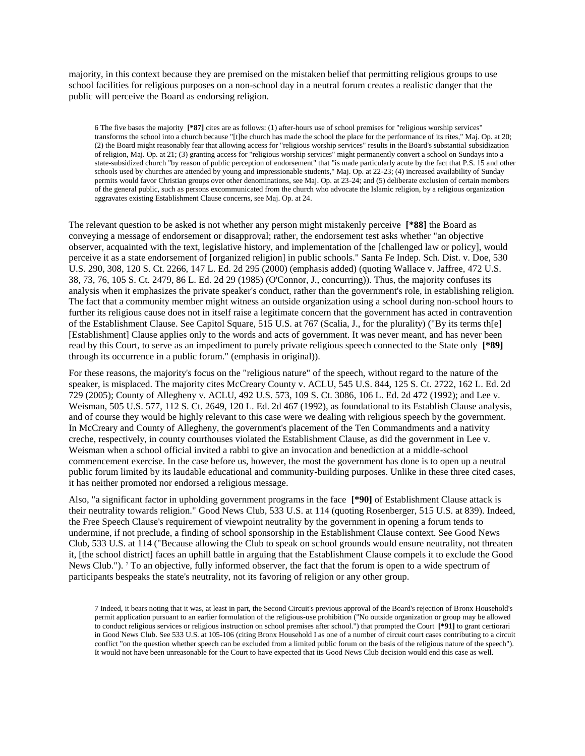majority, in this context because they are premised on the mistaken belief that permitting religious groups to use school facilities for religious purposes on a non-school day in a neutral forum creates a realistic danger that the public will perceive the Board as endorsing religion.

> 6 The five bases the majority **[*87]** cites are as follows: (1) after-hours use of school premises for "religious worship services" transforms the school into a church because "[t]he church has made the school the place for the performance of its rites," Maj. Op. at 20; (2) the Board might reasonably fear that allowing access for "religious worship services" results in the Board's substantial subsidization of religion, Maj. Op. at 21; (3) granting access for "religious worship services" might permanently convert a school on Sundays into a state-subsidized church "by reason of public perception of endorsement" that "is made particularly acute by the fact that P.S. 15 and other schools used by churches are attended by young and impressionable students," Maj. Op. at 22-23; (4) increased availability of Sunday permits would favor Christian groups over other denominations, see Maj. Op. at 23-24; and (5) deliberate exclusion of certain members of the general public, such as persons excommunicated from the church who advocate the Islamic religion, by a religious organization aggravates existing Establishment Clause concerns, see Maj. Op. at 24.

The relevant question to be asked is not whether any person might mistakenly perceive **[*88]** the Board as conveying a message of endorsement or disapproval; rather, the endorsement test asks whether "an objective observer, acquainted with the text, legislative history, and implementation of the [challenged law or policy], would perceive it as a state endorsement of [organized religion] in public schools." Santa Fe Indep. Sch. Dist. v. Doe, 530 U.S. 290, 308, 120 S. Ct. 2266, 147 L. Ed. 2d 295 (2000) (emphasis added) (quoting Wallace v. Jaffree, 472 U.S. 38, 73, 76, 105 S. Ct. 2479, 86 L. Ed. 2d 29 (1985) (O'Connor, J., concurring)). Thus, the majority confuses its analysis when it emphasizes the private speaker's conduct, rather than the government's role, in establishing religion. The fact that a community member might witness an outside organization using a school during non-school hours to further its religious cause does not in itself raise a legitimate concern that the government has acted in contravention of the Establishment Clause. See Capitol Square, 515 U.S. at 767 (Scalia, J., for the plurality) ("By its terms th[e] [Establishment] Clause applies only to the words and acts of government. It was never meant, and has never been read by this Court, to serve as an impediment to purely private religious speech connected to the State only **[*89]** through its occurrence in a public forum." (emphasis in original)).

For these reasons, the majority's focus on the "religious nature" of the speech, without regard to the nature of the speaker, is misplaced. The majority cites McCreary County v. ACLU, 545 U.S. 844, 125 S. Ct. 2722, 162 L. Ed. 2d 729 (2005); County of Allegheny v. ACLU, 492 U.S. 573, 109 S. Ct. 3086, 106 L. Ed. 2d 472 (1992); and Lee v. Weisman, 505 U.S. 577, 112 S. Ct. 2649, 120 L. Ed. 2d 467 (1992), as foundational to its Establish Clause analysis, and of course they would be highly relevant to this case were we dealing with religious speech by the government. In McCreary and County of Allegheny, the government's placement of the Ten Commandments and a nativity creche, respectively, in county courthouses violated the Establishment Clause, as did the government in Lee v. Weisman when a school official invited a rabbi to give an invocation and benediction at a middle-school commencement exercise. In the case before us, however, the most the government has done is to open up a neutral public forum limited by its laudable educational and community-building purposes. Unlike in these three cited cases, it has neither promoted nor endorsed a religious message.

Also, "a significant factor in upholding government programs in the face **[*90]** of Establishment Clause attack is their neutrality towards religion." Good News Club, 533 U.S. at 114 (quoting Rosenberger, 515 U.S. at 839). Indeed, the Free Speech Clause's requirement of viewpoint neutrality by the government in opening a forum tends to undermine, if not preclude, a finding of school sponsorship in the Establishment Clause context. See Good News Club, 533 U.S. at 114 ("Because allowing the Club to speak on school grounds would ensure neutrality, not threaten it, [the school district] faces an uphill battle in arguing that the Establishment Clause compels it to exclude the Good News Club."). [7] To an objective, fully informed observer, the fact that the forum is open to a wide spectrum of participants bespeaks the state's neutrality, not its favoring of religion or any other group.

> 7 Indeed, it bears noting that it was, at least in part, the Second Circuit's previous approval of the Board's rejection of Bronx Household's permit application pursuant to an earlier formulation of the religious-use prohibition ("No outside organization or group may be allowed to conduct religious services or religious instruction on school premises after school.") that prompted the Court **[*91]** to grant certiorari in Good News Club. See 533 U.S. at 105-106 (citing Bronx Household I as one of a number of circuit court cases contributing to a circuit conflict "on the question whether speech can be excluded from a limited public forum on the basis of the religious nature of the speech"). It would not have been unreasonable for the Court to have expected that its Good News Club decision would end this case as well.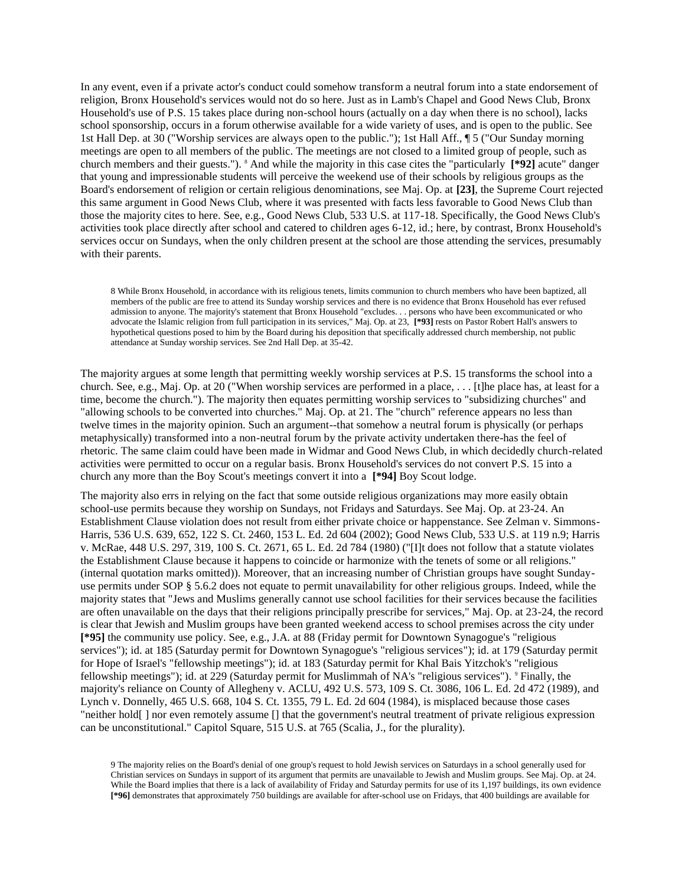In any event, even if a private actor's conduct could somehow transform a neutral forum into a state endorsement of religion, Bronx Household's services would not do so here. Just as in Lamb's Chapel and Good News Club, Bronx Household's use of P.S. 15 takes place during non-school hours (actually on a day when there is no school), lacks school sponsorship, occurs in a forum otherwise available for a wide variety of uses, and is open to the public. See 1st Hall Dep. at 30 ("Worship services are always open to the public."); 1st Hall Aff., ¶ 5 ("Our Sunday morning meetings are open to all members of the public. The meetings are not closed to a limited group of people, such as church members and their guests.").[8] And while the majority in this case cites the "particularly **[*92]** acute" danger that young and impressionable students will perceive the weekend use of their schools by religious groups as the Board's endorsement of religion or certain religious denominations, see Maj. Op. at **[23]**, the Supreme Court rejected this same argument in Good News Club, where it was presented with facts less favorable to Good News Club than those the majority cites to here. See, e.g., Good News Club, 533 U.S. at 117-18. Specifically, the Good News Club's activities took place directly after school and catered to children ages 6-12, id.; here, by contrast, Bronx Household's services occur on Sundays, when the only children present at the school are those attending the services, presumably with their parents.

8 While Bronx Household, in accordance with its religious tenets, limits communion to church members who have been baptized, all members of the public are free to attend its Sunday worship services and there is no evidence that Bronx Household has ever refused admission to anyone. The majority's statement that Bronx Household "excludes. . . persons who have been excommunicated or who advocate the Islamic religion from full participation in its services," Maj. Op. at 23, **[*93]** rests on Pastor Robert Hall's answers to hypothetical questions posed to him by the Board during his deposition that specifically addressed church membership, not public attendance at Sunday worship services. See 2nd Hall Dep. at 35-42.

The majority argues at some length that permitting weekly worship services at P.S. 15 transforms the school into a church. See, e.g., Maj. Op. at 20 ("When worship services are performed in a place, . . . [t]he place has, at least for a time, become the church."). The majority then equates permitting worship services to "subsidizing churches" and "allowing schools to be converted into churches." Maj. Op. at 21. The "church" reference appears no less than twelve times in the majority opinion. Such an argument--that somehow a neutral forum is physically (or perhaps metaphysically) transformed into a non-neutral forum by the private activity undertaken there-has the feel of rhetoric. The same claim could have been made in Widmar and Good News Club, in which decidedly church-related activities were permitted to occur on a regular basis. Bronx Household's services do not convert P.S. 15 into a church any more than the Boy Scout's meetings convert it into a **[*94]** Boy Scout lodge.

The majority also errs in relying on the fact that some outside religious organizations may more easily obtain school-use permits because they worship on Sundays, not Fridays and Saturdays. See Maj. Op. at 23-24. An Establishment Clause violation does not result from either private choice or happenstance. See Zelman v. Simmons-Harris, 536 U.S. 639, 652, 122 S. Ct. 2460, 153 L. Ed. 2d 604 (2002); Good News Club, 533 U.S. at 119 n.9; Harris v. McRae, 448 U.S. 297, 319, 100 S. Ct. 2671, 65 L. Ed. 2d 784 (1980) ("[I]t does not follow that a statute violates the Establishment Clause because it happens to coincide or harmonize with the tenets of some or all religions." (internal quotation marks omitted)). Moreover, that an increasing number of Christian groups have sought Sunday-use permits under SOP § 5.6.2 does not equate to permit unavailability for other religious groups. Indeed, while the majority states that "Jews and Muslims generally cannot use school facilities for their services because the facilities are often unavailable on the days that their religions principally prescribe for services," Maj. Op. at 23-24, the record is clear that Jewish and Muslim groups have been granted weekend access to school premises across the city under **[*95]** the community use policy. See, e.g., J.A. at 88 (Friday permit for Downtown Synagogue's "religious services"); id. at 185 (Saturday permit for Downtown Synagogue's "religious services"); id. at 179 (Saturday permit for Hope of Israel's "fellowship meetings"); id. at 183 (Saturday permit for Khal Bais Yitzchok's "religious fellowship meetings"); id. at 229 (Saturday permit for Muslimmah of NA's "religious services").[9] Finally, the majority's reliance on County of Allegheny v. ACLU, 492 U.S. 573, 109 S. Ct. 3086, 106 L. Ed. 2d 472 (1989), and Lynch v. Donnelly, 465 U.S. 668, 104 S. Ct. 1355, 79 L. Ed. 2d 604 (1984), is misplaced because those cases "neither hold[ ] nor even remotely assume [] that the government's neutral treatment of private religious expression can be unconstitutional." Capitol Square, 515 U.S. at 765 (Scalia, J., for the plurality).

9 The majority relies on the Board's denial of one group's request to hold Jewish services on Saturdays in a school generally used for Christian services on Sundays in support of its argument that permits are unavailable to Jewish and Muslim groups. See Maj. Op. at 24. While the Board implies that there is a lack of availability of Friday and Saturday permits for use of its 1,197 buildings, its own evidence **[*96]** demonstrates that approximately 750 buildings are available for after-school use on Fridays, that 400 buildings are available for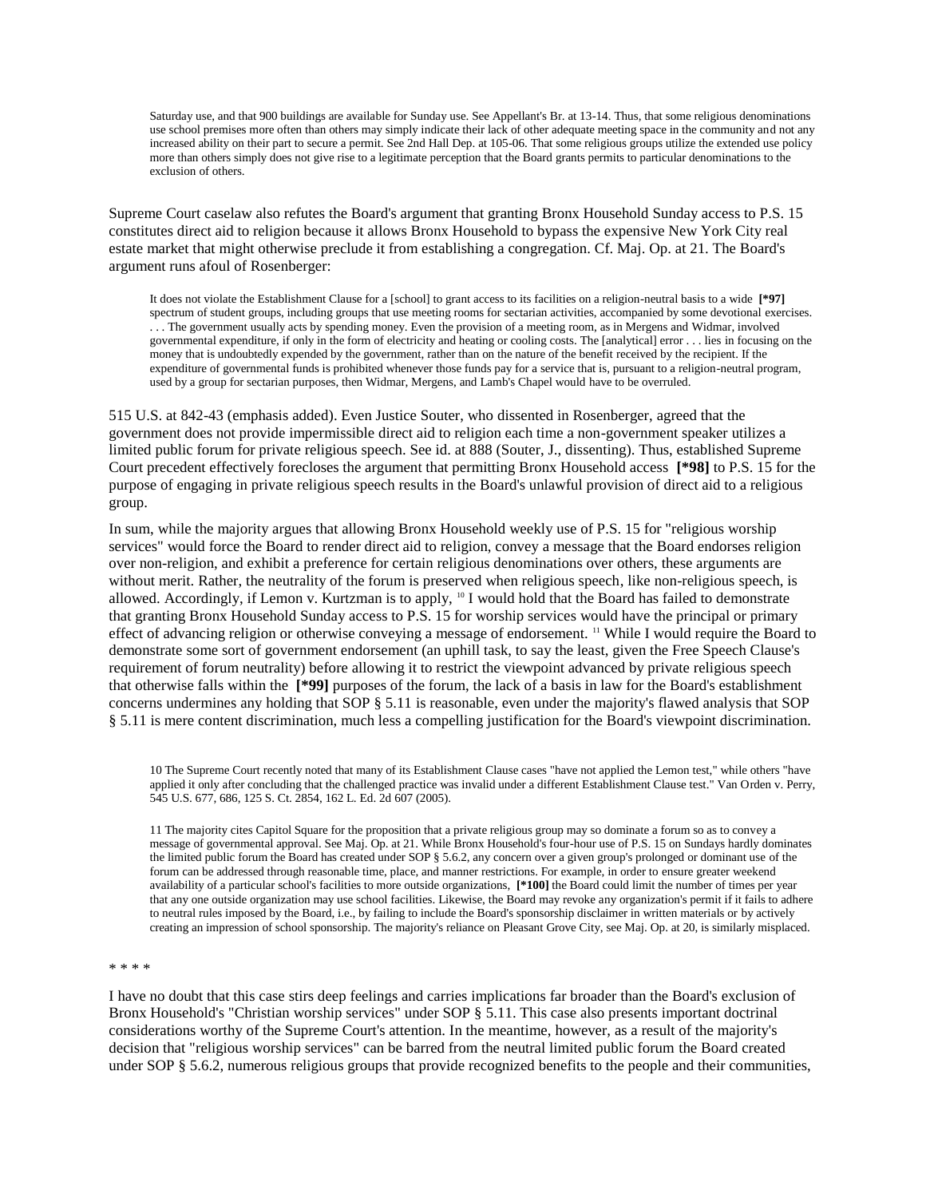> Saturday use, and that 900 buildings are available for Sunday use. See Appellant's Br. at 13-14. Thus, that some religious denominations use school premises more often than others may simply indicate their lack of other adequate meeting space in the community and not any increased ability on their part to secure a permit. See 2nd Hall Dep. at 105-06. That some religious groups utilize the extended use policy more than others simply does not give rise to a legitimate perception that the Board grants permits to particular denominations to the exclusion of others.

Supreme Court caselaw also refutes the Board's argument that granting Bronx Household Sunday access to P.S. 15 constitutes direct aid to religion because it allows Bronx Household to bypass the expensive New York City real estate market that might otherwise preclude it from establishing a congregation. Cf. Maj. Op. at 21. The Board's argument runs afoul of Rosenberger:

> It does not violate the Establishment Clause for a [school] to grant access to its facilities on a religion-neutral basis to a wide **[*97]** spectrum of student groups, including groups that use meeting rooms for sectarian activities, accompanied by some devotional exercises. . . . The government usually acts by spending money. Even the provision of a meeting room, as in Mergens and Widmar, involved governmental expenditure, if only in the form of electricity and heating or cooling costs. The [analytical] error . . . lies in focusing on the money that is undoubtedly expended by the government, rather than on the nature of the benefit received by the recipient. If the expenditure of governmental funds is prohibited whenever those funds pay for a service that is, pursuant to a religion-neutral program, used by a group for sectarian purposes, then Widmar, Mergens, and Lamb's Chapel would have to be overruled.

515 U.S. at 842-43 (emphasis added). Even Justice Souter, who dissented in Rosenberger, agreed that the government does not provide impermissible direct aid to religion each time a non-government speaker utilizes a limited public forum for private religious speech. See id. at 888 (Souter, J., dissenting). Thus, established Supreme Court precedent effectively forecloses the argument that permitting Bronx Household access **[*98]** to P.S. 15 for the purpose of engaging in private religious speech results in the Board's unlawful provision of direct aid to a religious group.

In sum, while the majority argues that allowing Bronx Household weekly use of P.S. 15 for "religious worship services" would force the Board to render direct aid to religion, convey a message that the Board endorses religion over non-religion, and exhibit a preference for certain religious denominations over others, these arguments are without merit. Rather, the neutrality of the forum is preserved when religious speech, like non-religious speech, is allowed. Accordingly, if Lemon v. Kurtzman is to apply, [10] I would hold that the Board has failed to demonstrate that granting Bronx Household Sunday access to P.S. 15 for worship services would have the principal or primary effect of advancing religion or otherwise conveying a message of endorsement. [11] While I would require the Board to demonstrate some sort of government endorsement (an uphill task, to say the least, given the Free Speech Clause's requirement of forum neutrality) before allowing it to restrict the viewpoint advanced by private religious speech that otherwise falls within the **[*99]** purposes of the forum, the lack of a basis in law for the Board's establishment concerns undermines any holding that SOP § 5.11 is reasonable, even under the majority's flawed analysis that SOP § 5.11 is mere content discrimination, much less a compelling justification for the Board's viewpoint discrimination.

> 10 The Supreme Court recently noted that many of its Establishment Clause cases "have not applied the Lemon test," while others "have applied it only after concluding that the challenged practice was invalid under a different Establishment Clause test." Van Orden v. Perry, 545 U.S. 677, 686, 125 S. Ct. 2854, 162 L. Ed. 2d 607 (2005).

> 11 The majority cites Capitol Square for the proposition that a private religious group may so dominate a forum so as to convey a message of governmental approval. See Maj. Op. at 21. While Bronx Household's four-hour use of P.S. 15 on Sundays hardly dominates the limited public forum the Board has created under SOP § 5.6.2, any concern over a given group's prolonged or dominant use of the forum can be addressed through reasonable time, place, and manner restrictions. For example, in order to ensure greater weekend availability of a particular school's facilities to more outside organizations, **[*100]** the Board could limit the number of times per year that any one outside organization may use school facilities. Likewise, the Board may revoke any organization's permit if it fails to adhere to neutral rules imposed by the Board, i.e., by failing to include the Board's sponsorship disclaimer in written materials or by actively creating an impression of school sponsorship. The majority's reliance on Pleasant Grove City, see Maj. Op. at 20, is similarly misplaced.

* * * *

I have no doubt that this case stirs deep feelings and carries implications far broader than the Board's exclusion of Bronx Household's "Christian worship services" under SOP § 5.11. This case also presents important doctrinal considerations worthy of the Supreme Court's attention. In the meantime, however, as a result of the majority's decision that "religious worship services" can be barred from the neutral limited public forum the Board created under SOP § 5.6.2, numerous religious groups that provide recognized benefits to the people and their communities,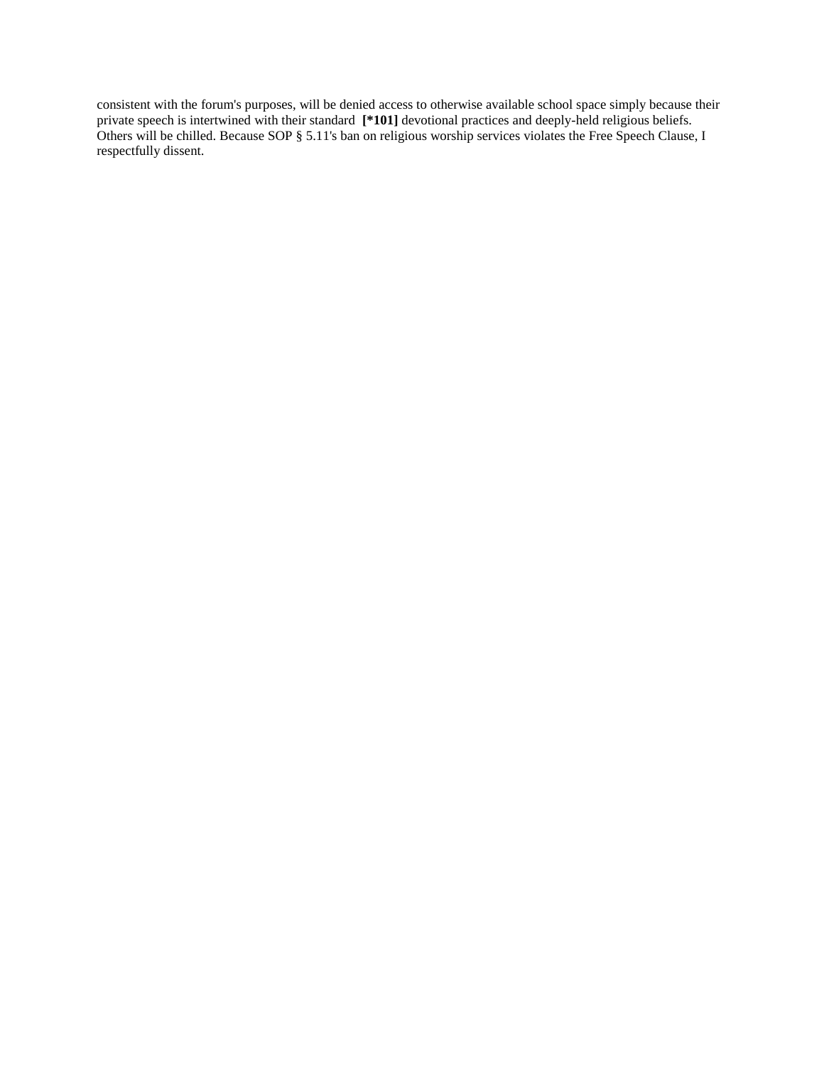consistent with the forum's purposes, will be denied access to otherwise available school space simply because their private speech is intertwined with their standard **[*101]** devotional practices and deeply-held religious beliefs. Others will be chilled. Because SOP § 5.11's ban on religious worship services violates the Free Speech Clause, I respectfully dissent.